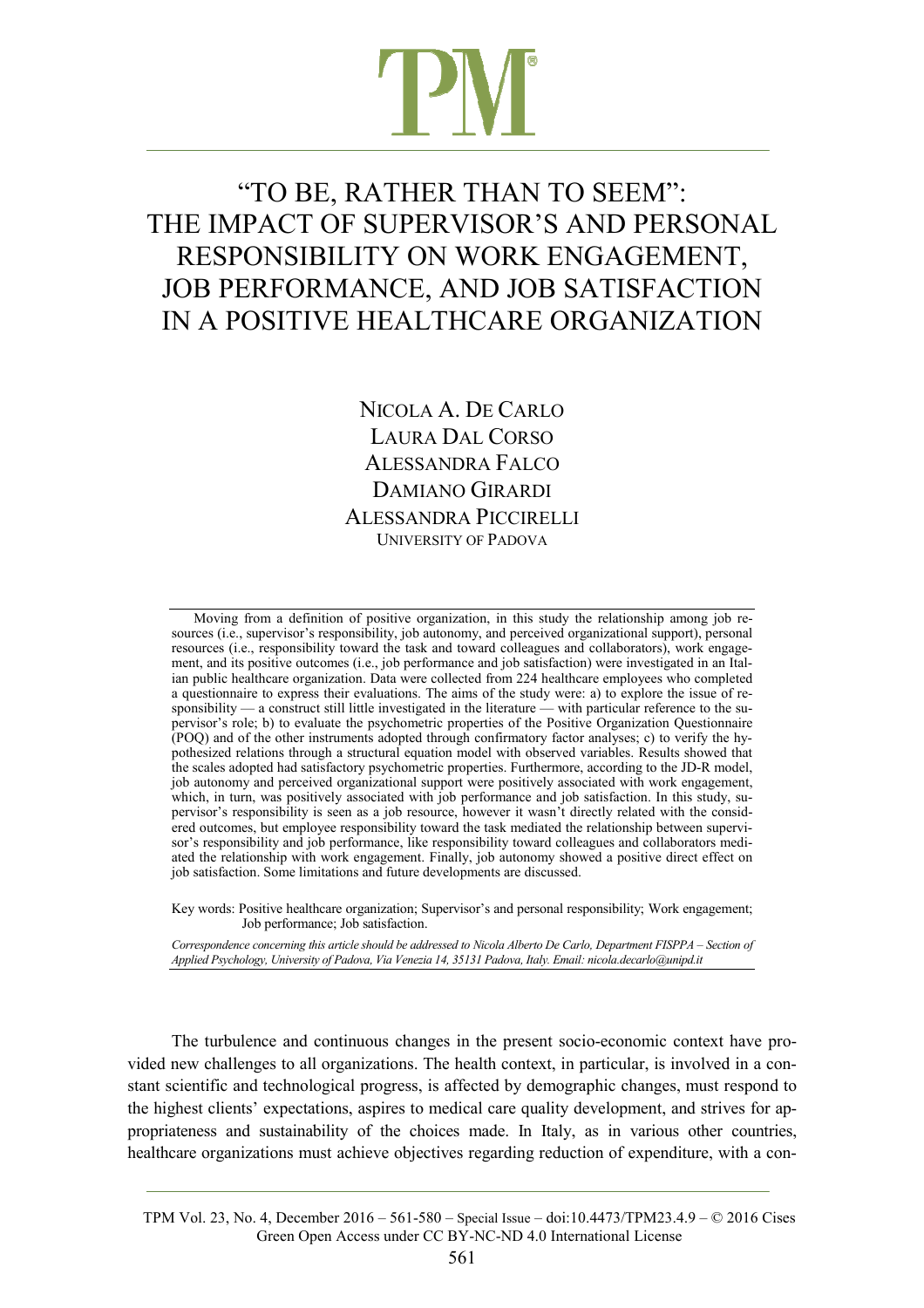# "TO BE, RATHER THAN TO SEEM": THE IMPACT OF SUPERVISOR'S AND PERSONAL RESPONSIBILITY ON WORK ENGAGEMENT, JOB PERFORMANCE, AND JOB SATISFACTION IN A POSITIVE HEALTHCARE ORGANIZATION

NICOLA A. DE CARLO
LAURA DAL CORSO
ALESSANDRA FALCO
DAMIANO GIRARDI
ALESSANDRA PICCIRELLI
UNIVERSITY OF PADOVA

Moving from a definition of positive organization, in this study the relationship among job resources (i.e., supervisor's responsibility, job autonomy, and perceived organizational support), personal resources (i.e., responsibility toward the task and toward colleagues and collaborators), work engagement, and its positive outcomes (i.e., job performance and job satisfaction) were investigated in an Italian public healthcare organization. Data were collected from 224 healthcare employees who completed a questionnaire to express their evaluations. The aims of the study were: a) to explore the issue of responsibility — a construct still little investigated in the literature — with particular reference to the supervisor's role; b) to evaluate the psychometric properties of the Positive Organization Questionnaire (POQ) and of the other instruments adopted through confirmatory factor analyses; c) to verify the hypothesized relations through a structural equation model with observed variables. Results showed that the scales adopted had satisfactory psychometric properties. Furthermore, according to the JD-R model, job autonomy and perceived organizational support were positively associated with work engagement, which, in turn, was positively associated with job performance and job satisfaction. In this study, supervisor's responsibility is seen as a job resource, however it wasn't directly related with the considered outcomes, but employee responsibility toward the task mediated the relationship between supervisor's responsibility and job performance, like responsibility toward colleagues and collaborators mediated the relationship with work engagement. Finally, job autonomy showed a positive direct effect on job satisfaction. Some limitations and future developments are discussed.

Key words: Positive healthcare organization; Supervisor's and personal responsibility; Work engagement; Job performance; Job satisfaction.

*Correspondence concerning this article should be addressed to Nicola Alberto De Carlo, Department FISPPA – Section of Applied Psychology, University of Padova, Via Venezia 14, 35131 Padova, Italy. Email: nicola.decarlo@unipd.it*

The turbulence and continuous changes in the present socio-economic context have provided new challenges to all organizations. The health context, in particular, is involved in a constant scientific and technological progress, is affected by demographic changes, must respond to the highest clients' expectations, aspires to medical care quality development, and strives for appropriateness and sustainability of the choices made. In Italy, as in various other countries, healthcare organizations must achieve objectives regarding reduction of expenditure, with a con-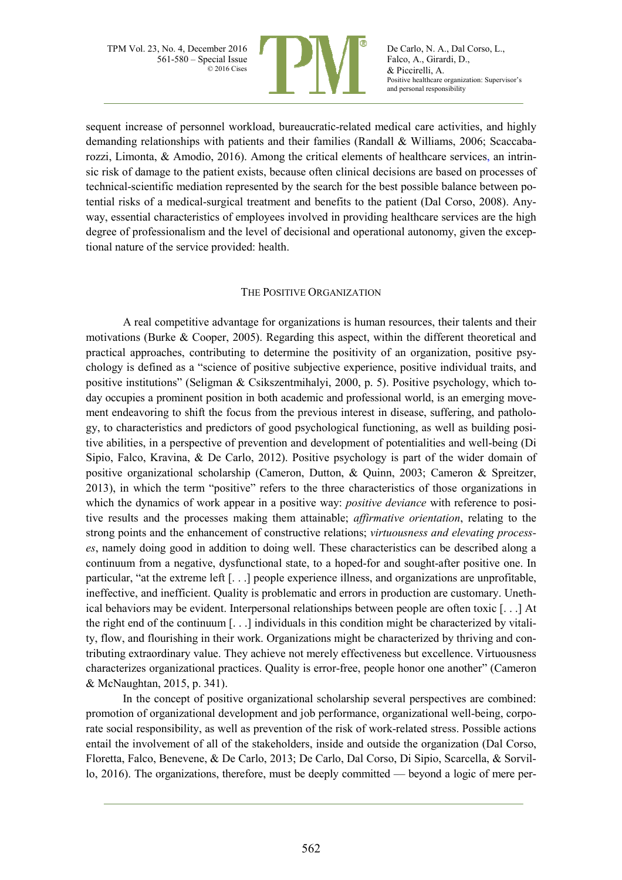sequent increase of personnel workload, bureaucratic-related medical care activities, and highly demanding relationships with patients and their families (Randall & Williams, 2006; Scaccabarozzi, Limonta, & Amodio, 2016). Among the critical elements of healthcare services, an intrinsic risk of damage to the patient exists, because often clinical decisions are based on processes of technical-scientific mediation represented by the search for the best possible balance between potential risks of a medical-surgical treatment and benefits to the patient (Dal Corso, 2008). Anyway, essential characteristics of employees involved in providing healthcare services are the high degree of professionalism and the level of decisional and operational autonomy, given the exceptional nature of the service provided: health.

## THE POSITIVE ORGANIZATION

A real competitive advantage for organizations is human resources, their talents and their motivations (Burke & Cooper, 2005). Regarding this aspect, within the different theoretical and practical approaches, contributing to determine the positivity of an organization, positive psychology is defined as a "science of positive subjective experience, positive individual traits, and positive institutions" (Seligman & Csikszentmihalyi, 2000, p. 5). Positive psychology, which today occupies a prominent position in both academic and professional world, is an emerging movement endeavoring to shift the focus from the previous interest in disease, suffering, and pathology, to characteristics and predictors of good psychological functioning, as well as building positive abilities, in a perspective of prevention and development of potentialities and well-being (Di Sipio, Falco, Kravina, & De Carlo, 2012). Positive psychology is part of the wider domain of positive organizational scholarship (Cameron, Dutton, & Quinn, 2003; Cameron & Spreitzer, 2013), in which the term "positive" refers to the three characteristics of those organizations in which the dynamics of work appear in a positive way: *positive deviance* with reference to positive results and the processes making them attainable; *affirmative orientation*, relating to the strong points and the enhancement of constructive relations; *virtuousness and elevating processes*, namely doing good in addition to doing well. These characteristics can be described along a continuum from a negative, dysfunctional state, to a hoped-for and sought-after positive one. In particular, "at the extreme left [. . .] people experience illness, and organizations are unprofitable, ineffective, and inefficient. Quality is problematic and errors in production are customary. Unethical behaviors may be evident. Interpersonal relationships between people are often toxic [. . .] At the right end of the continuum [. . .] individuals in this condition might be characterized by vitality, flow, and flourishing in their work. Organizations might be characterized by thriving and contributing extraordinary value. They achieve not merely effectiveness but excellence. Virtuousness characterizes organizational practices. Quality is error-free, people honor one another" (Cameron & McNaughtan, 2015, p. 341).

In the concept of positive organizational scholarship several perspectives are combined: promotion of organizational development and job performance, organizational well-being, corporate social responsibility, as well as prevention of the risk of work-related stress. Possible actions entail the involvement of all of the stakeholders, inside and outside the organization (Dal Corso, Floretta, Falco, Benevene, & De Carlo, 2013; De Carlo, Dal Corso, Di Sipio, Scarcella, & Sorvillo, 2016). The organizations, therefore, must be deeply committed — beyond a logic of mere per-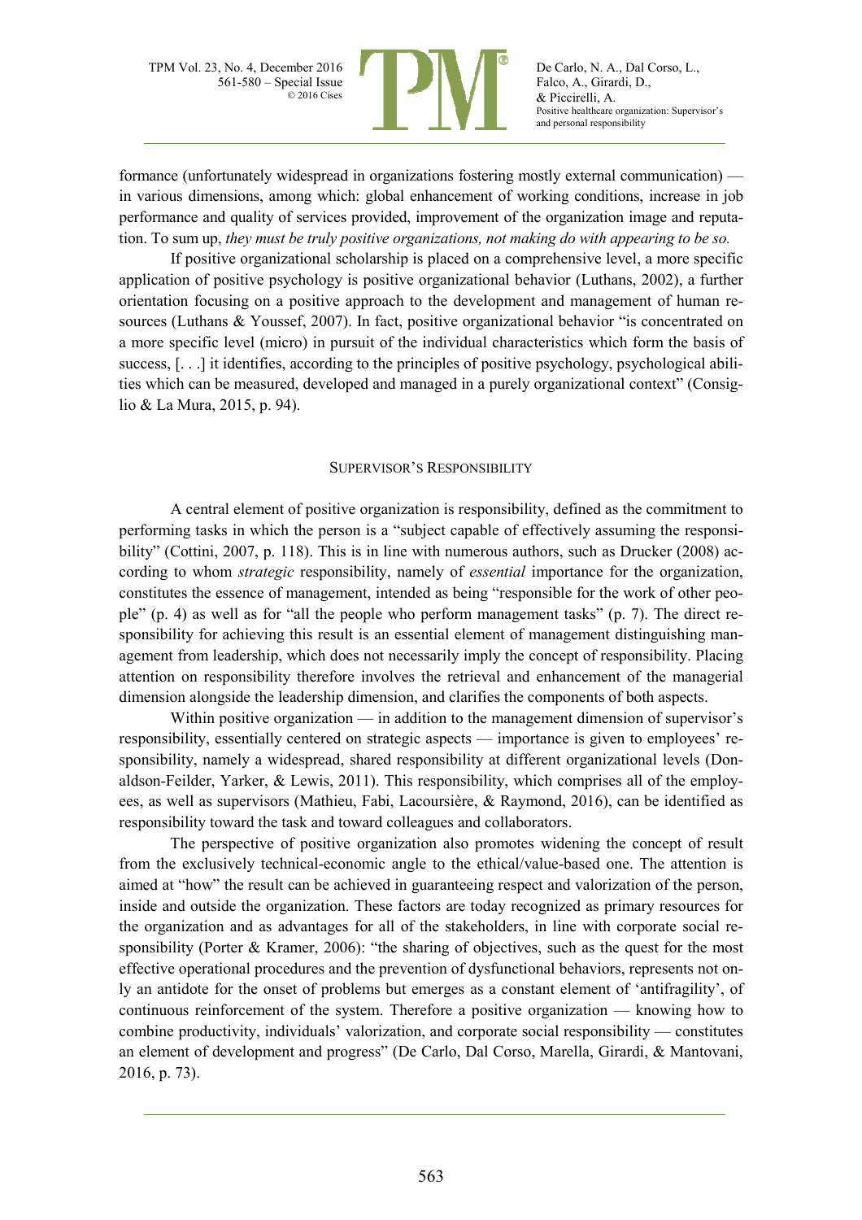formance (unfortunately widespread in organizations fostering mostly external communication) — in various dimensions, among which: global enhancement of working conditions, increase in job performance and quality of services provided, improvement of the organization image and reputation. To sum up, *they must be truly positive organizations, not making do with appearing to be so.*

If positive organizational scholarship is placed on a comprehensive level, a more specific application of positive psychology is positive organizational behavior (Luthans, 2002), a further orientation focusing on a positive approach to the development and management of human resources (Luthans & Youssef, 2007). In fact, positive organizational behavior "is concentrated on a more specific level (micro) in pursuit of the individual characteristics which form the basis of success, [. . .] it identifies, according to the principles of positive psychology, psychological abilities which can be measured, developed and managed in a purely organizational context" (Consiglio & La Mura, 2015, p. 94).

## SUPERVISOR'S RESPONSIBILITY

A central element of positive organization is responsibility, defined as the commitment to performing tasks in which the person is a "subject capable of effectively assuming the responsibility" (Cottini, 2007, p. 118). This is in line with numerous authors, such as Drucker (2008) according to whom *strategic* responsibility, namely of *essential* importance for the organization, constitutes the essence of management, intended as being "responsible for the work of other people" (p. 4) as well as for "all the people who perform management tasks" (p. 7). The direct responsibility for achieving this result is an essential element of management distinguishing management from leadership, which does not necessarily imply the concept of responsibility. Placing attention on responsibility therefore involves the retrieval and enhancement of the managerial dimension alongside the leadership dimension, and clarifies the components of both aspects.

Within positive organization — in addition to the management dimension of supervisor's responsibility, essentially centered on strategic aspects — importance is given to employees' responsibility, namely a widespread, shared responsibility at different organizational levels (Donaldson-Feilder, Yarker, & Lewis, 2011). This responsibility, which comprises all of the employees, as well as supervisors (Mathieu, Fabi, Lacoursière, & Raymond, 2016), can be identified as responsibility toward the task and toward colleagues and collaborators.

The perspective of positive organization also promotes widening the concept of result from the exclusively technical-economic angle to the ethical/value-based one. The attention is aimed at "how" the result can be achieved in guaranteeing respect and valorization of the person, inside and outside the organization. These factors are today recognized as primary resources for the organization and as advantages for all of the stakeholders, in line with corporate social responsibility (Porter & Kramer, 2006): "the sharing of objectives, such as the quest for the most effective operational procedures and the prevention of dysfunctional behaviors, represents not only an antidote for the onset of problems but emerges as a constant element of 'antifragility', of continuous reinforcement of the system. Therefore a positive organization — knowing how to combine productivity, individuals' valorization, and corporate social responsibility — constitutes an element of development and progress" (De Carlo, Dal Corso, Marella, Girardi, & Mantovani, 2016, p. 73).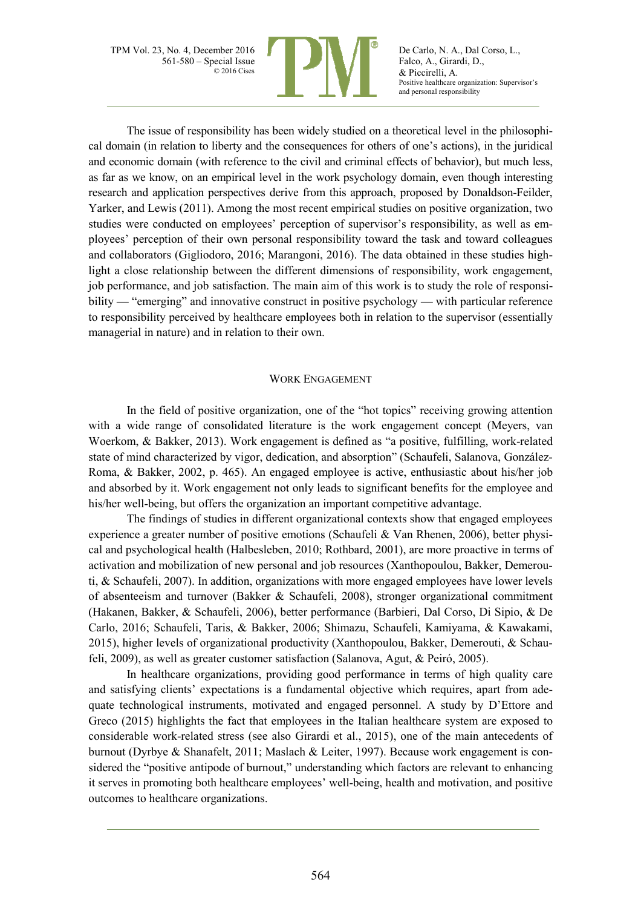The issue of responsibility has been widely studied on a theoretical level in the philosophical domain (in relation to liberty and the consequences for others of one's actions), in the juridical and economic domain (with reference to the civil and criminal effects of behavior), but much less, as far as we know, on an empirical level in the work psychology domain, even though interesting research and application perspectives derive from this approach, proposed by Donaldson-Feilder, Yarker, and Lewis (2011). Among the most recent empirical studies on positive organization, two studies were conducted on employees' perception of supervisor's responsibility, as well as employees' perception of their own personal responsibility toward the task and toward colleagues and collaborators (Gigliodoro, 2016; Marangoni, 2016). The data obtained in these studies highlight a close relationship between the different dimensions of responsibility, work engagement, job performance, and job satisfaction. The main aim of this work is to study the role of responsibility — "emerging" and innovative construct in positive psychology — with particular reference to responsibility perceived by healthcare employees both in relation to the supervisor (essentially managerial in nature) and in relation to their own.

## Work Engagement

In the field of positive organization, one of the "hot topics" receiving growing attention with a wide range of consolidated literature is the work engagement concept (Meyers, van Woerkom, & Bakker, 2013). Work engagement is defined as "a positive, fulfilling, work-related state of mind characterized by vigor, dedication, and absorption" (Schaufeli, Salanova, González-Roma, & Bakker, 2002, p. 465). An engaged employee is active, enthusiastic about his/her job and absorbed by it. Work engagement not only leads to significant benefits for the employee and his/her well-being, but offers the organization an important competitive advantage.

The findings of studies in different organizational contexts show that engaged employees experience a greater number of positive emotions (Schaufeli & Van Rhenen, 2006), better physical and psychological health (Halbesleben, 2010; Rothbard, 2001), are more proactive in terms of activation and mobilization of new personal and job resources (Xanthopoulou, Bakker, Demerouti, & Schaufeli, 2007). In addition, organizations with more engaged employees have lower levels of absenteeism and turnover (Bakker & Schaufeli, 2008), stronger organizational commitment (Hakanen, Bakker, & Schaufeli, 2006), better performance (Barbieri, Dal Corso, Di Sipio, & De Carlo, 2016; Schaufeli, Taris, & Bakker, 2006; Shimazu, Schaufeli, Kamiyama, & Kawakami, 2015), higher levels of organizational productivity (Xanthopoulou, Bakker, Demerouti, & Schaufeli, 2009), as well as greater customer satisfaction (Salanova, Agut, & Peiró, 2005).

In healthcare organizations, providing good performance in terms of high quality care and satisfying clients' expectations is a fundamental objective which requires, apart from adequate technological instruments, motivated and engaged personnel. A study by D'Ettore and Greco (2015) highlights the fact that employees in the Italian healthcare system are exposed to considerable work-related stress (see also Girardi et al., 2015), one of the main antecedents of burnout (Dyrbye & Shanafelt, 2011; Maslach & Leiter, 1997). Because work engagement is considered the "positive antipode of burnout," understanding which factors are relevant to enhancing it serves in promoting both healthcare employees' well-being, health and motivation, and positive outcomes to healthcare organizations.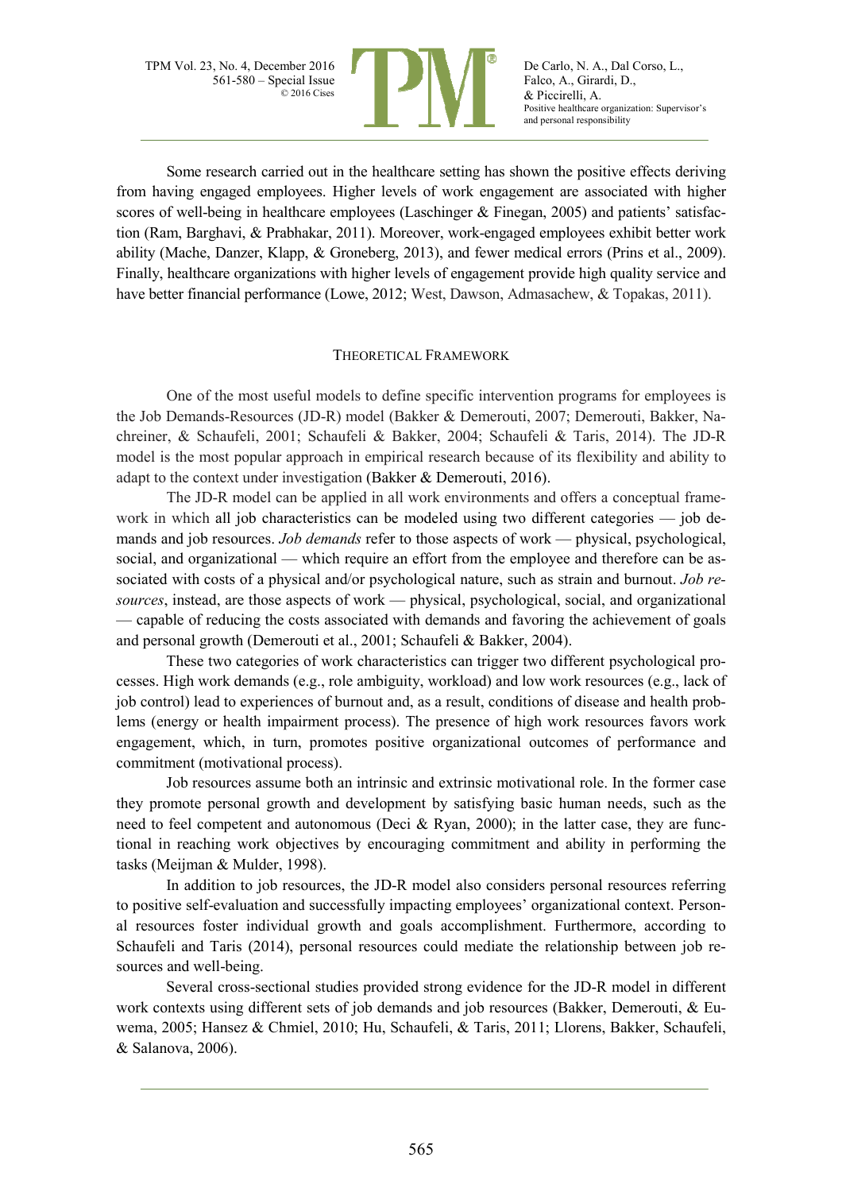Some research carried out in the healthcare setting has shown the positive effects deriving from having engaged employees. Higher levels of work engagement are associated with higher scores of well-being in healthcare employees (Laschinger & Finegan, 2005) and patients' satisfaction (Ram, Barghavi, & Prabhakar, 2011). Moreover, work-engaged employees exhibit better work ability (Mache, Danzer, Klapp, & Groneberg, 2013), and fewer medical errors (Prins et al., 2009). Finally, healthcare organizations with higher levels of engagement provide high quality service and have better financial performance (Lowe, 2012; West, Dawson, Admasachew, & Topakas, 2011).

## THEORETICAL FRAMEWORK

One of the most useful models to define specific intervention programs for employees is the Job Demands-Resources (JD-R) model (Bakker & Demerouti, 2007; Demerouti, Bakker, Nachreiner, & Schaufeli, 2001; Schaufeli & Bakker, 2004; Schaufeli & Taris, 2014). The JD-R model is the most popular approach in empirical research because of its flexibility and ability to adapt to the context under investigation (Bakker & Demerouti, 2016).

The JD-R model can be applied in all work environments and offers a conceptual framework in which all job characteristics can be modeled using two different categories — job demands and job resources. *Job demands* refer to those aspects of work — physical, psychological, social, and organizational — which require an effort from the employee and therefore can be associated with costs of a physical and/or psychological nature, such as strain and burnout. *Job resources*, instead, are those aspects of work — physical, psychological, social, and organizational — capable of reducing the costs associated with demands and favoring the achievement of goals and personal growth (Demerouti et al., 2001; Schaufeli & Bakker, 2004).

These two categories of work characteristics can trigger two different psychological processes. High work demands (e.g., role ambiguity, workload) and low work resources (e.g., lack of job control) lead to experiences of burnout and, as a result, conditions of disease and health problems (energy or health impairment process). The presence of high work resources favors work engagement, which, in turn, promotes positive organizational outcomes of performance and commitment (motivational process).

Job resources assume both an intrinsic and extrinsic motivational role. In the former case they promote personal growth and development by satisfying basic human needs, such as the need to feel competent and autonomous (Deci & Ryan, 2000); in the latter case, they are functional in reaching work objectives by encouraging commitment and ability in performing the tasks (Meijman & Mulder, 1998).

In addition to job resources, the JD-R model also considers personal resources referring to positive self-evaluation and successfully impacting employees' organizational context. Personal resources foster individual growth and goals accomplishment. Furthermore, according to Schaufeli and Taris (2014), personal resources could mediate the relationship between job resources and well-being.

Several cross-sectional studies provided strong evidence for the JD-R model in different work contexts using different sets of job demands and job resources (Bakker, Demerouti, & Euwema, 2005; Hansez & Chmiel, 2010; Hu, Schaufeli, & Taris, 2011; Llorens, Bakker, Schaufeli, & Salanova, 2006).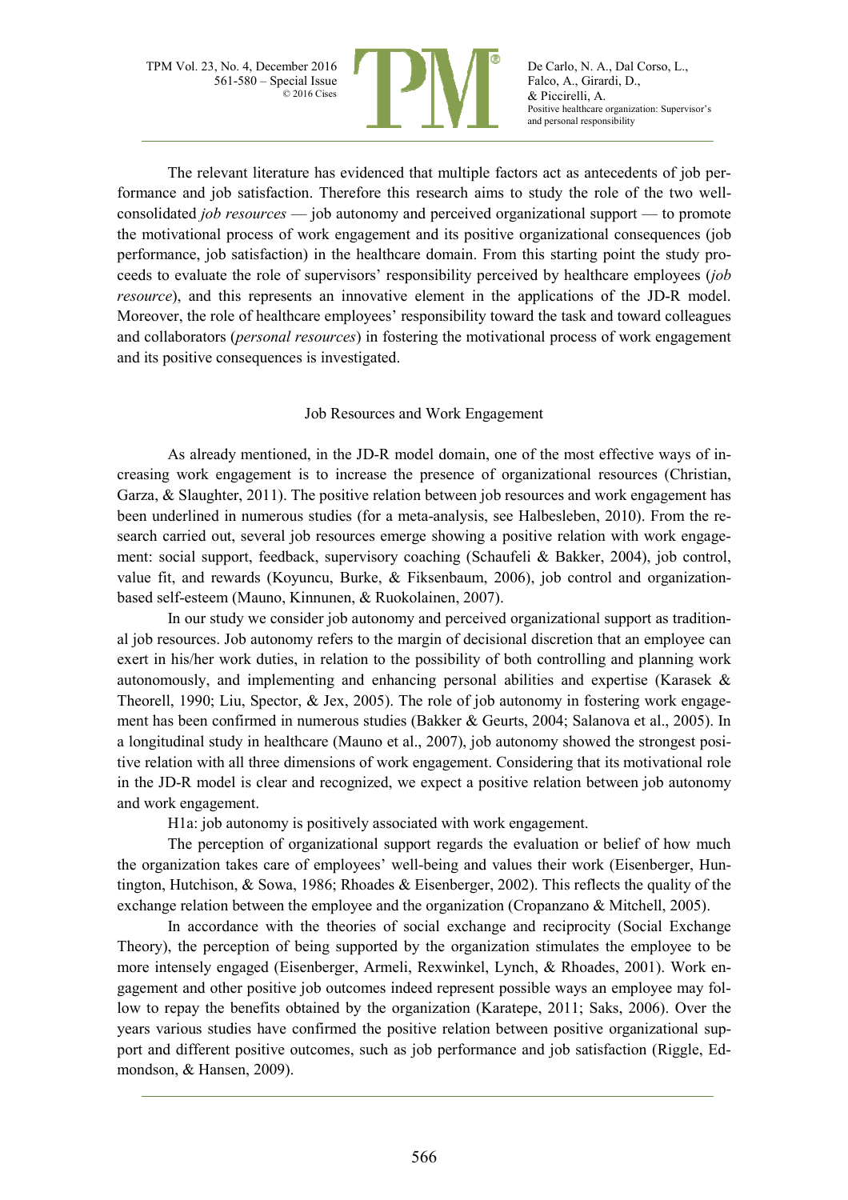The relevant literature has evidenced that multiple factors act as antecedents of job performance and job satisfaction. Therefore this research aims to study the role of the two well-consolidated *job resources* — job autonomy and perceived organizational support — to promote the motivational process of work engagement and its positive organizational consequences (job performance, job satisfaction) in the healthcare domain. From this starting point the study proceeds to evaluate the role of supervisors' responsibility perceived by healthcare employees (*job resource*), and this represents an innovative element in the applications of the JD-R model. Moreover, the role of healthcare employees' responsibility toward the task and toward colleagues and collaborators (*personal resources*) in fostering the motivational process of work engagement and its positive consequences is investigated.

## Job Resources and Work Engagement

As already mentioned, in the JD-R model domain, one of the most effective ways of increasing work engagement is to increase the presence of organizational resources (Christian, Garza, & Slaughter, 2011). The positive relation between job resources and work engagement has been underlined in numerous studies (for a meta-analysis, see Halbesleben, 2010). From the research carried out, several job resources emerge showing a positive relation with work engagement: social support, feedback, supervisory coaching (Schaufeli & Bakker, 2004), job control, value fit, and rewards (Koyuncu, Burke, & Fiksenbaum, 2006), job control and organization-based self-esteem (Mauno, Kinnunen, & Ruokolainen, 2007).

In our study we consider job autonomy and perceived organizational support as traditional job resources. Job autonomy refers to the margin of decisional discretion that an employee can exert in his/her work duties, in relation to the possibility of both controlling and planning work autonomously, and implementing and enhancing personal abilities and expertise (Karasek & Theorell, 1990; Liu, Spector, & Jex, 2005). The role of job autonomy in fostering work engagement has been confirmed in numerous studies (Bakker & Geurts, 2004; Salanova et al., 2005). In a longitudinal study in healthcare (Mauno et al., 2007), job autonomy showed the strongest positive relation with all three dimensions of work engagement. Considering that its motivational role in the JD-R model is clear and recognized, we expect a positive relation between job autonomy and work engagement.

H1a: job autonomy is positively associated with work engagement.

The perception of organizational support regards the evaluation or belief of how much the organization takes care of employees' well-being and values their work (Eisenberger, Huntington, Hutchison, & Sowa, 1986; Rhoades & Eisenberger, 2002). This reflects the quality of the exchange relation between the employee and the organization (Cropanzano & Mitchell, 2005).

In accordance with the theories of social exchange and reciprocity (Social Exchange Theory), the perception of being supported by the organization stimulates the employee to be more intensely engaged (Eisenberger, Armeli, Rexwinkel, Lynch, & Rhoades, 2001). Work engagement and other positive job outcomes indeed represent possible ways an employee may follow to repay the benefits obtained by the organization (Karatepe, 2011; Saks, 2006). Over the years various studies have confirmed the positive relation between positive organizational support and different positive outcomes, such as job performance and job satisfaction (Riggle, Edmondson, & Hansen, 2009).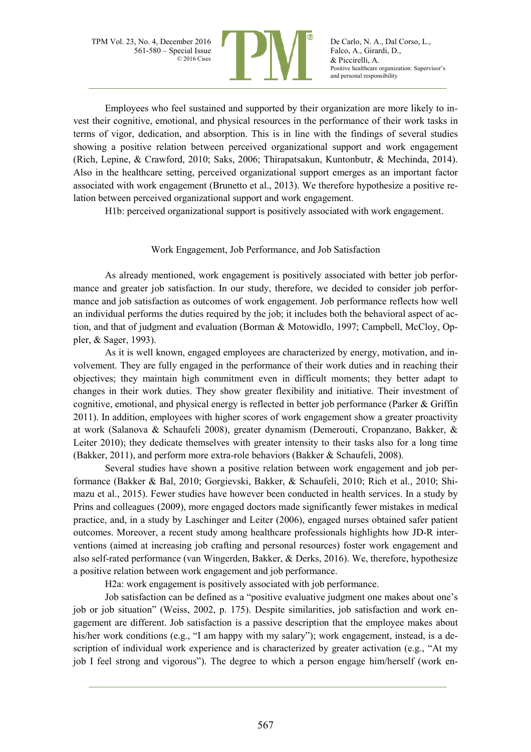Employees who feel sustained and supported by their organization are more likely to invest their cognitive, emotional, and physical resources in the performance of their work tasks in terms of vigor, dedication, and absorption. This is in line with the findings of several studies showing a positive relation between perceived organizational support and work engagement (Rich, Lepine, & Crawford, 2010; Saks, 2006; Thirapatsakun, Kuntonbutr, & Mechinda, 2014). Also in the healthcare setting, perceived organizational support emerges as an important factor associated with work engagement (Brunetto et al., 2013). We therefore hypothesize a positive relation between perceived organizational support and work engagement.

H1b: perceived organizational support is positively associated with work engagement.

## Work Engagement, Job Performance, and Job Satisfaction

As already mentioned, work engagement is positively associated with better job performance and greater job satisfaction. In our study, therefore, we decided to consider job performance and job satisfaction as outcomes of work engagement. Job performance reflects how well an individual performs the duties required by the job; it includes both the behavioral aspect of action, and that of judgment and evaluation (Borman & Motowidlo, 1997; Campbell, McCloy, Oppler, & Sager, 1993).

As it is well known, engaged employees are characterized by energy, motivation, and involvement. They are fully engaged in the performance of their work duties and in reaching their objectives; they maintain high commitment even in difficult moments; they better adapt to changes in their work duties. They show greater flexibility and initiative. Their investment of cognitive, emotional, and physical energy is reflected in better job performance (Parker & Griffin 2011). In addition, employees with higher scores of work engagement show a greater proactivity at work (Salanova & Schaufeli 2008), greater dynamism (Demerouti, Cropanzano, Bakker, & Leiter 2010); they dedicate themselves with greater intensity to their tasks also for a long time (Bakker, 2011), and perform more extra-role behaviors (Bakker & Schaufeli, 2008).

Several studies have shown a positive relation between work engagement and job performance (Bakker & Bal, 2010; Gorgievski, Bakker, & Schaufeli, 2010; Rich et al., 2010; Shimazu et al., 2015). Fewer studies have however been conducted in health services. In a study by Prins and colleagues (2009), more engaged doctors made significantly fewer mistakes in medical practice, and, in a study by Laschinger and Leiter (2006), engaged nurses obtained safer patient outcomes. Moreover, a recent study among healthcare professionals highlights how JD-R interventions (aimed at increasing job crafting and personal resources) foster work engagement and also self-rated performance (van Wingerden, Bakker, & Derks, 2016). We, therefore, hypothesize a positive relation between work engagement and job performance.

H2a: work engagement is positively associated with job performance.

Job satisfaction can be defined as a "positive evaluative judgment one makes about one's job or job situation" (Weiss, 2002, p. 175). Despite similarities, job satisfaction and work engagement are different. Job satisfaction is a passive description that the employee makes about his/her work conditions (e.g., "I am happy with my salary"); work engagement, instead, is a description of individual work experience and is characterized by greater activation (e.g., "At my job I feel strong and vigorous"). The degree to which a person engage him/herself (work en-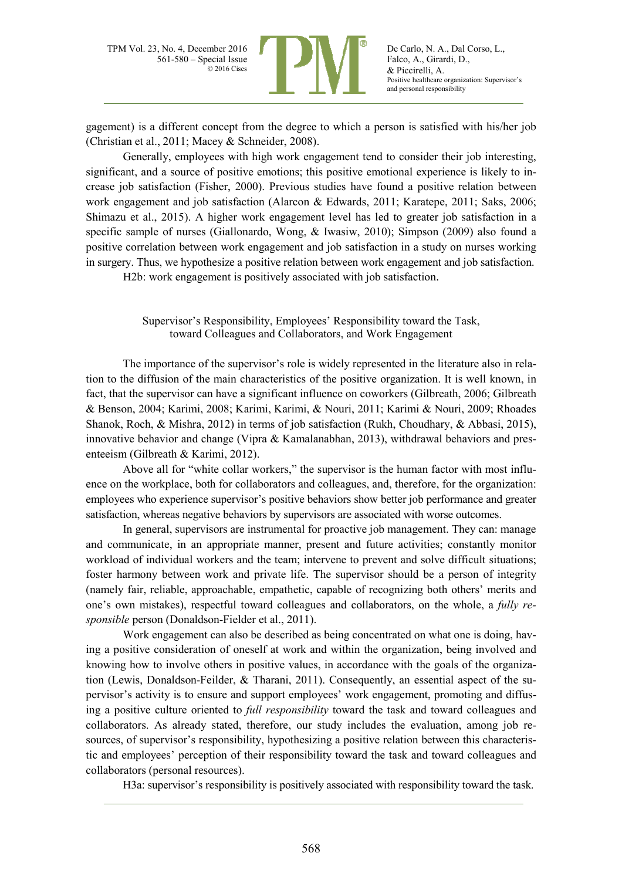gagement) is a different concept from the degree to which a person is satisfied with his/her job (Christian et al., 2011; Macey & Schneider, 2008).

Generally, employees with high work engagement tend to consider their job interesting, significant, and a source of positive emotions; this positive emotional experience is likely to increase job satisfaction (Fisher, 2000). Previous studies have found a positive relation between work engagement and job satisfaction (Alarcon & Edwards, 2011; Karatepe, 2011; Saks, 2006; Shimazu et al., 2015). A higher work engagement level has led to greater job satisfaction in a specific sample of nurses (Giallonardo, Wong, & Iwasiw, 2010); Simpson (2009) also found a positive correlation between work engagement and job satisfaction in a study on nurses working in surgery. Thus, we hypothesize a positive relation between work engagement and job satisfaction.

H2b: work engagement is positively associated with job satisfaction.

### Supervisor's Responsibility, Employees' Responsibility toward the Task, toward Colleagues and Collaborators, and Work Engagement

The importance of the supervisor's role is widely represented in the literature also in relation to the diffusion of the main characteristics of the positive organization. It is well known, in fact, that the supervisor can have a significant influence on coworkers (Gilbreath, 2006; Gilbreath & Benson, 2004; Karimi, 2008; Karimi, Karimi, & Nouri, 2011; Karimi & Nouri, 2009; Rhoades Shanok, Roch, & Mishra, 2012) in terms of job satisfaction (Rukh, Choudhary, & Abbasi, 2015), innovative behavior and change (Vipra & Kamalanabhan, 2013), withdrawal behaviors and presenteeism (Gilbreath & Karimi, 2012).

Above all for "white collar workers," the supervisor is the human factor with most influence on the workplace, both for collaborators and colleagues, and, therefore, for the organization: employees who experience supervisor's positive behaviors show better job performance and greater satisfaction, whereas negative behaviors by supervisors are associated with worse outcomes.

In general, supervisors are instrumental for proactive job management. They can: manage and communicate, in an appropriate manner, present and future activities; constantly monitor workload of individual workers and the team; intervene to prevent and solve difficult situations; foster harmony between work and private life. The supervisor should be a person of integrity (namely fair, reliable, approachable, empathetic, capable of recognizing both others' merits and one's own mistakes), respectful toward colleagues and collaborators, on the whole, a *fully responsible* person (Donaldson-Fielder et al., 2011).

Work engagement can also be described as being concentrated on what one is doing, having a positive consideration of oneself at work and within the organization, being involved and knowing how to involve others in positive values, in accordance with the goals of the organization (Lewis, Donaldson-Feilder, & Tharani, 2011). Consequently, an essential aspect of the supervisor's activity is to ensure and support employees' work engagement, promoting and diffusing a positive culture oriented to *full responsibility* toward the task and toward colleagues and collaborators. As already stated, therefore, our study includes the evaluation, among job resources, of supervisor's responsibility, hypothesizing a positive relation between this characteristic and employees' perception of their responsibility toward the task and toward colleagues and collaborators (personal resources).

H3a: supervisor's responsibility is positively associated with responsibility toward the task.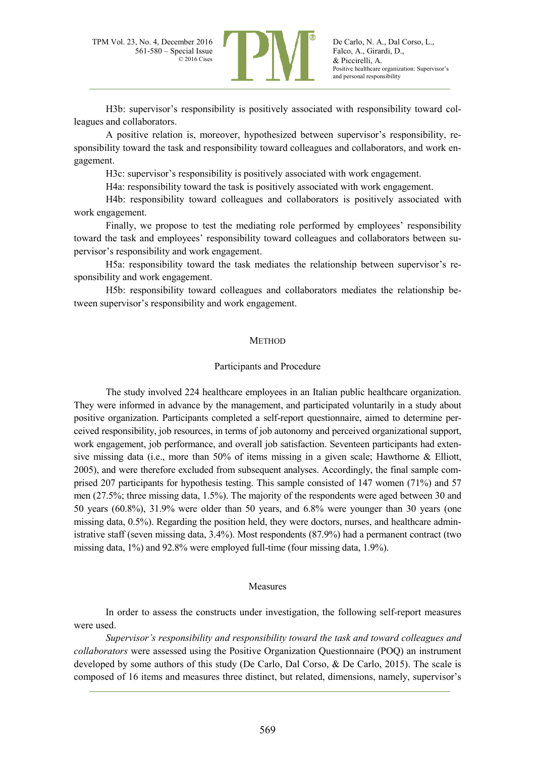H3b: supervisor's responsibility is positively associated with responsibility toward colleagues and collaborators.

A positive relation is, moreover, hypothesized between supervisor's responsibility, responsibility toward the task and responsibility toward colleagues and collaborators, and work engagement.

H3c: supervisor's responsibility is positively associated with work engagement.

H4a: responsibility toward the task is positively associated with work engagement.

H4b: responsibility toward colleagues and collaborators is positively associated with work engagement.

Finally, we propose to test the mediating role performed by employees' responsibility toward the task and employees' responsibility toward colleagues and collaborators between supervisor's responsibility and work engagement.

H5a: responsibility toward the task mediates the relationship between supervisor's responsibility and work engagement.

H5b: responsibility toward colleagues and collaborators mediates the relationship between supervisor's responsibility and work engagement.

## METHOD

### Participants and Procedure

The study involved 224 healthcare employees in an Italian public healthcare organization. They were informed in advance by the management, and participated voluntarily in a study about positive organization. Participants completed a self-report questionnaire, aimed to determine perceived responsibility, job resources, in terms of job autonomy and perceived organizational support, work engagement, job performance, and overall job satisfaction. Seventeen participants had extensive missing data (i.e., more than 50% of items missing in a given scale; Hawthorne & Elliott, 2005), and were therefore excluded from subsequent analyses. Accordingly, the final sample comprised 207 participants for hypothesis testing. This sample consisted of 147 women (71%) and 57 men (27.5%; three missing data, 1.5%). The majority of the respondents were aged between 30 and 50 years (60.8%), 31.9% were older than 50 years, and 6.8% were younger than 30 years (one missing data, 0.5%). Regarding the position held, they were doctors, nurses, and healthcare administrative staff (seven missing data, 3.4%). Most respondents (87.9%) had a permanent contract (two missing data, 1%) and 92.8% were employed full-time (four missing data, 1.9%).

### Measures

In order to assess the constructs under investigation, the following self-report measures were used.

*Supervisor's responsibility and responsibility toward the task and toward colleagues and collaborators* were assessed using the Positive Organization Questionnaire (POQ) an instrument developed by some authors of this study (De Carlo, Dal Corso, & De Carlo, 2015). The scale is composed of 16 items and measures three distinct, but related, dimensions, namely, supervisor's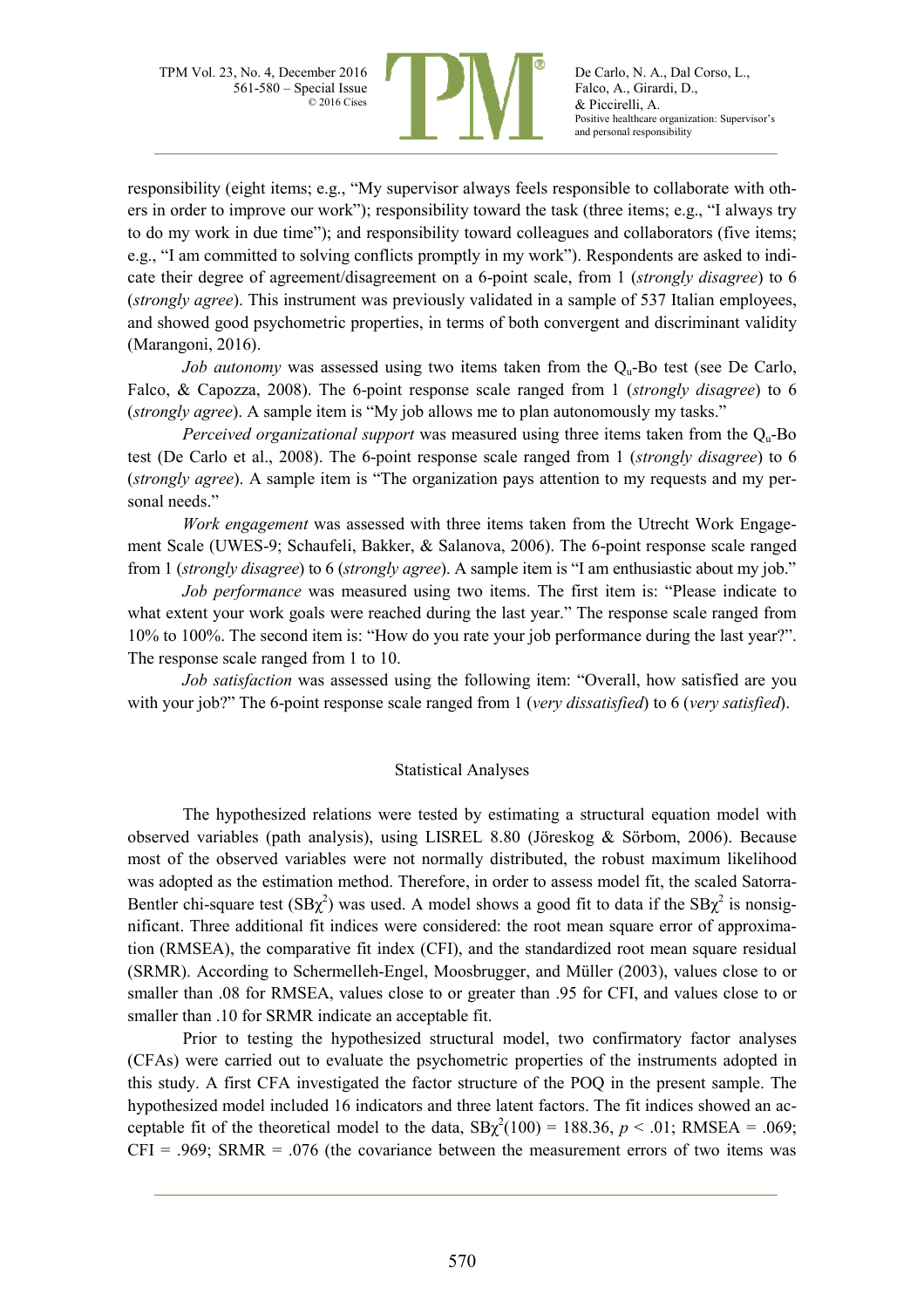responsibility (eight items; e.g., "My supervisor always feels responsible to collaborate with others in order to improve our work"); responsibility toward the task (three items; e.g., "I always try to do my work in due time"); and responsibility toward colleagues and collaborators (five items; e.g., "I am committed to solving conflicts promptly in my work"). Respondents are asked to indicate their degree of agreement/disagreement on a 6-point scale, from 1 (*strongly disagree*) to 6 (*strongly agree*). This instrument was previously validated in a sample of 537 Italian employees, and showed good psychometric properties, in terms of both convergent and discriminant validity (Marangoni, 2016).

*Job autonomy* was assessed using two items taken from the $Q_u$-Bo test (see De Carlo, Falco, & Capozza, 2008). The 6-point response scale ranged from 1 (*strongly disagree*) to 6 (*strongly agree*). A sample item is "My job allows me to plan autonomously my tasks."

*Perceived organizational support* was measured using three items taken from the $Q_u$-Bo test (De Carlo et al., 2008). The 6-point response scale ranged from 1 (*strongly disagree*) to 6 (*strongly agree*). A sample item is "The organization pays attention to my requests and my personal needs."

*Work engagement* was assessed with three items taken from the Utrecht Work Engagement Scale (UWES-9; Schaufeli, Bakker, & Salanova, 2006). The 6-point response scale ranged from 1 (*strongly disagree*) to 6 (*strongly agree*). A sample item is "I am enthusiastic about my job."

*Job performance* was measured using two items. The first item is: "Please indicate to what extent your work goals were reached during the last year." The response scale ranged from 10% to 100%. The second item is: "How do you rate your job performance during the last year?". The response scale ranged from 1 to 10.

*Job satisfaction* was assessed using the following item: "Overall, how satisfied are you with your job?" The 6-point response scale ranged from 1 (*very dissatisfied*) to 6 (*very satisfied*).

## Statistical Analyses

The hypothesized relations were tested by estimating a structural equation model with observed variables (path analysis), using LISREL 8.80 (Jöreskog & Sörbom, 2006). Because most of the observed variables were not normally distributed, the robust maximum likelihood was adopted as the estimation method. Therefore, in order to assess model fit, the scaled Satorra-Bentler chi-square test ($SB\chi^2$) was used. A model shows a good fit to data if the $SB\chi^2$ is nonsignificant. Three additional fit indices were considered: the root mean square error of approximation (RMSEA), the comparative fit index (CFI), and the standardized root mean square residual (SRMR). According to Schermelleh-Engel, Moosbrugger, and Müller (2003), values close to or smaller than .08 for RMSEA, values close to or greater than .95 for CFI, and values close to or smaller than .10 for SRMR indicate an acceptable fit.

Prior to testing the hypothesized structural model, two confirmatory factor analyses (CFAs) were carried out to evaluate the psychometric properties of the instruments adopted in this study. A first CFA investigated the factor structure of the POQ in the present sample. The hypothesized model included 16 indicators and three latent factors. The fit indices showed an acceptable fit of the theoretical model to the data, $SB\chi^2(100) = 188.36$, $p < .01$; RMSEA = .069; CFI = .969; SRMR = .076 (the covariance between the measurement errors of two items was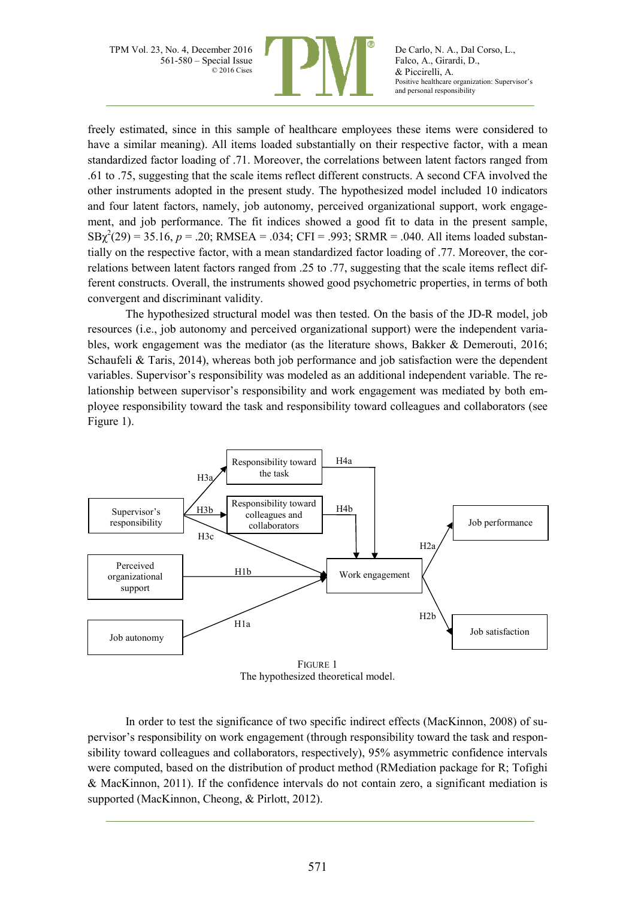freely estimated, since in this sample of healthcare employees these items were considered to have a similar meaning). All items loaded substantially on their respective factor, with a mean standardized factor loading of .71. Moreover, the correlations between latent factors ranged from .61 to .75, suggesting that the scale items reflect different constructs. A second CFA involved the other instruments adopted in the present study. The hypothesized model included 10 indicators and four latent factors, namely, job autonomy, perceived organizational support, work engagement, and job performance. The fit indices showed a good fit to data in the present sample, $SB\chi^2(29) = 35.16$, $p = .20$; RMSEA = .034; CFI = .993; SRMR = .040. All items loaded substantially on the respective factor, with a mean standardized factor loading of .77. Moreover, the correlations between latent factors ranged from .25 to .77, suggesting that the scale items reflect different constructs. Overall, the instruments showed good psychometric properties, in terms of both convergent and discriminant validity.

The hypothesized structural model was then tested. On the basis of the JD-R model, job resources (i.e., job autonomy and perceived organizational support) were the independent variables, work engagement was the mediator (as the literature shows, Bakker & Demerouti, 2016; Schaufeli & Taris, 2014), whereas both job performance and job satisfaction were the dependent variables. Supervisor's responsibility was modeled as an additional independent variable. The relationship between supervisor's responsibility and work engagement was mediated by both employee responsibility toward the task and responsibility toward colleagues and collaborators (see Figure 1).

FIGURE 1
The hypothesized theoretical model.

In order to test the significance of two specific indirect effects (MacKinnon, 2008) of supervisor's responsibility on work engagement (through responsibility toward the task and responsibility toward colleagues and collaborators, respectively), 95% asymmetric confidence intervals were computed, based on the distribution of product method (RMediation package for R; Tofighi & MacKinnon, 2011). If the confidence intervals do not contain zero, a significant mediation is supported (MacKinnon, Cheong, & Pirlott, 2012).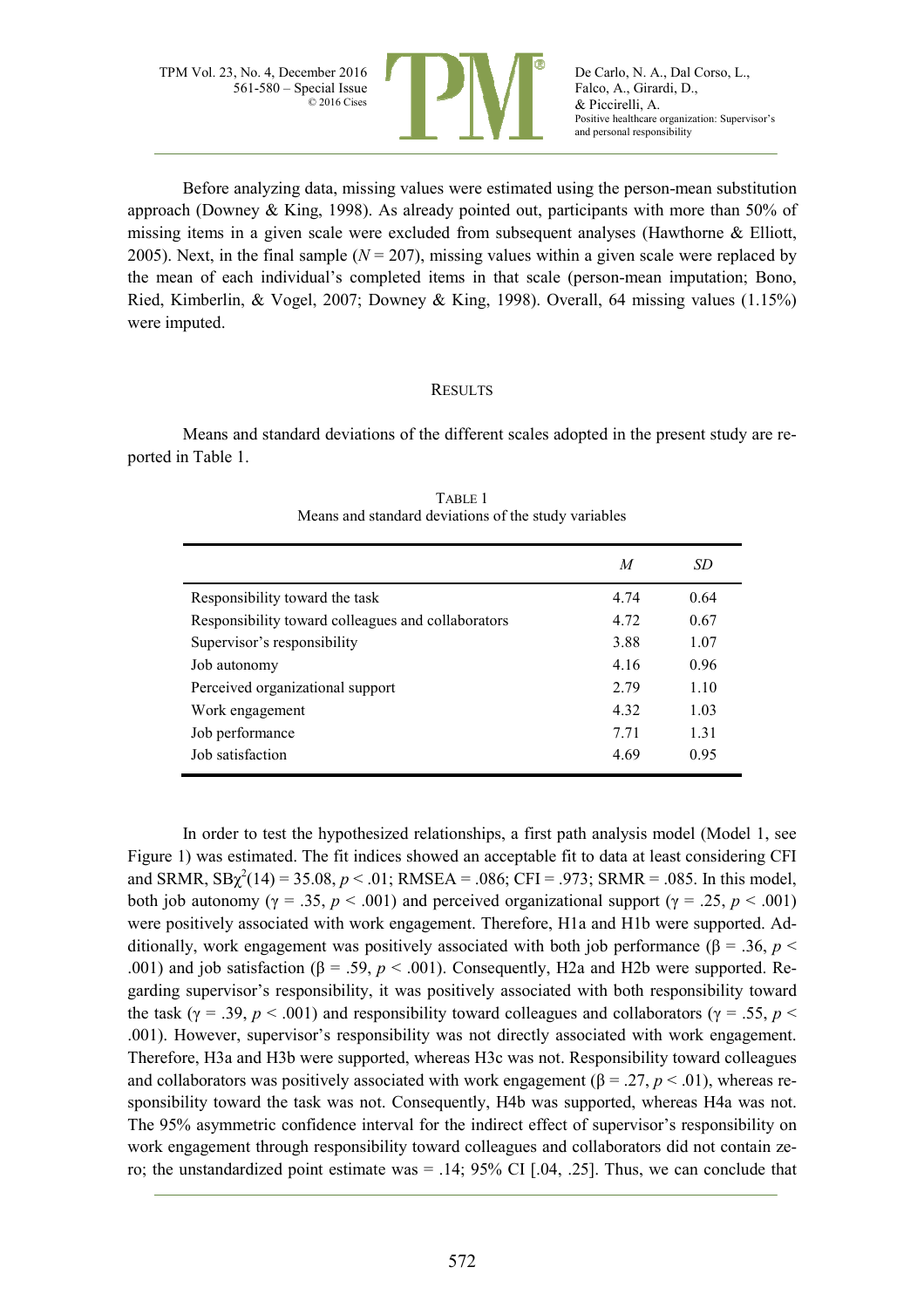Before analyzing data, missing values were estimated using the person-mean substitution approach (Downey & King, 1998). As already pointed out, participants with more than 50% of missing items in a given scale were excluded from subsequent analyses (Hawthorne & Elliott, 2005). Next, in the final sample ($N$ = 207), missing values within a given scale were replaced by the mean of each individual's completed items in that scale (person-mean imputation; Bono, Ried, Kimberlin, & Vogel, 2007; Downey & King, 1998). Overall, 64 missing values (1.15%) were imputed.

## RESULTS

Means and standard deviations of the different scales adopted in the present study are reported in Table 1.

TABLE 1
Means and standard deviations of the study variables

| | *M* | *SD* |
|---|---|---|
| Responsibility toward the task | 4.74 | 0.64 |
| Responsibility toward colleagues and collaborators | 4.72 | 0.67 |
| Supervisor's responsibility | 3.88 | 1.07 |
| Job autonomy | 4.16 | 0.96 |
| Perceived organizational support | 2.79 | 1.10 |
| Work engagement | 4.32 | 1.03 |
| Job performance | 7.71 | 1.31 |
| Job satisfaction | 4.69 | 0.95 |

In order to test the hypothesized relationships, a first path analysis model (Model 1, see Figure 1) was estimated. The fit indices showed an acceptable fit to data at least considering CFI and SRMR, $SB\chi^2(14) = 35.08$, $p < .01$; RMSEA = .086; CFI = .973; SRMR = .085. In this model, both job autonomy ($\gamma = .35$, $p < .001$) and perceived organizational support ($\gamma = .25$, $p < .001$) were positively associated with work engagement. Therefore, H1a and H1b were supported. Additionally, work engagement was positively associated with both job performance ($\beta = .36$, $p < .001$) and job satisfaction ($\beta = .59$, $p < .001$). Consequently, H2a and H2b were supported. Regarding supervisor's responsibility, it was positively associated with both responsibility toward the task ($\gamma = .39$, $p < .001$) and responsibility toward colleagues and collaborators ($\gamma = .55$, $p < .001$). However, supervisor's responsibility was not directly associated with work engagement. Therefore, H3a and H3b were supported, whereas H3c was not. Responsibility toward colleagues and collaborators was positively associated with work engagement ($\beta = .27$, $p < .01$), whereas responsibility toward the task was not. Consequently, H4b was supported, whereas H4a was not. The 95% asymmetric confidence interval for the indirect effect of supervisor's responsibility on work engagement through responsibility toward colleagues and collaborators did not contain zero; the unstandardized point estimate was = .14; 95% CI [.04, .25]. Thus, we can conclude that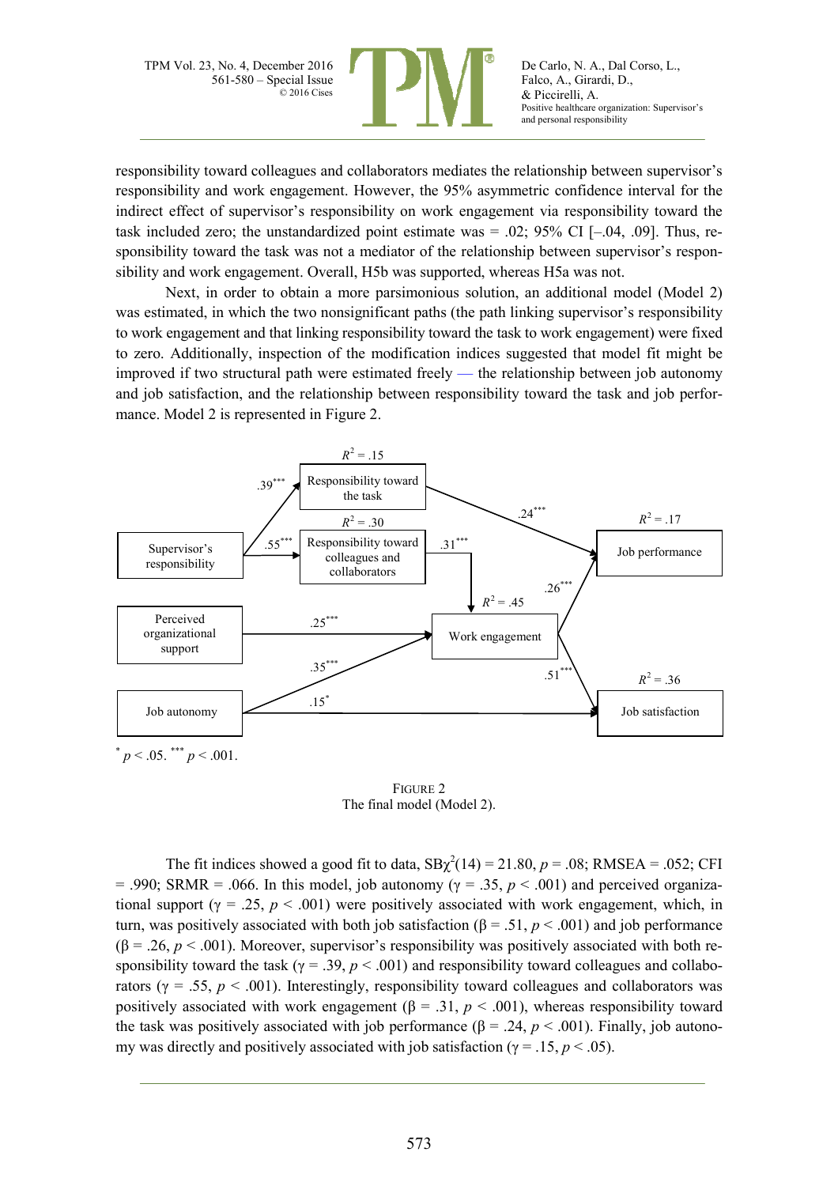responsibility toward colleagues and collaborators mediates the relationship between supervisor's responsibility and work engagement. However, the 95% asymmetric confidence interval for the indirect effect of supervisor's responsibility on work engagement via responsibility toward the task included zero; the unstandardized point estimate was = .02; 95% CI [–.04, .09]. Thus, responsibility toward the task was not a mediator of the relationship between supervisor's responsibility and work engagement. Overall, H5b was supported, whereas H5a was not.

Next, in order to obtain a more parsimonious solution, an additional model (Model 2) was estimated, in which the two nonsignificant paths (the path linking supervisor's responsibility to work engagement and that linking responsibility toward the task to work engagement) were fixed to zero. Additionally, inspection of the modification indices suggested that model fit might be improved if two structural path were estimated freely — the relationship between job autonomy and job satisfaction, and the relationship between responsibility toward the task and job performance. Model 2 is represented in Figure 2.

Supervisor's responsibility → Responsibility toward the task ($R^2$ = .15): .39***
Supervisor's responsibility → Responsibility toward colleagues and collaborators ($R^2$ = .30): .55***
Responsibility toward the task → Job performance ($R^2$ = .17): .24***
Responsibility toward colleagues and collaborators → Work engagement ($R^2$ = .45): .31***
Perceived organizational support → Work engagement: .25***
Job autonomy → Work engagement: .35***
Job autonomy → Job satisfaction ($R^2$ = .36): .15*
Work engagement → Job performance: .26***
Work engagement → Job satisfaction: .51***

* $p < .05$. *** $p < .001$.

FIGURE 2
The final model (Model 2).

The fit indices showed a good fit to data, $SB\chi^2(14) = 21.80$, $p = .08$; RMSEA = .052; CFI = .990; SRMR = .066. In this model, job autonomy ($\gamma = .35$, $p < .001$) and perceived organizational support ($\gamma = .25$, $p < .001$) were positively associated with work engagement, which, in turn, was positively associated with both job satisfaction ($\beta = .51$, $p < .001$) and job performance ($\beta = .26$, $p < .001$). Moreover, supervisor's responsibility was positively associated with both responsibility toward the task ($\gamma = .39$, $p < .001$) and responsibility toward colleagues and collaborators ($\gamma = .55$, $p < .001$). Interestingly, responsibility toward colleagues and collaborators was positively associated with work engagement ($\beta = .31$, $p < .001$), whereas responsibility toward the task was positively associated with job performance ($\beta = .24$, $p < .001$). Finally, job autonomy was directly and positively associated with job satisfaction ($\gamma = .15$, $p < .05$).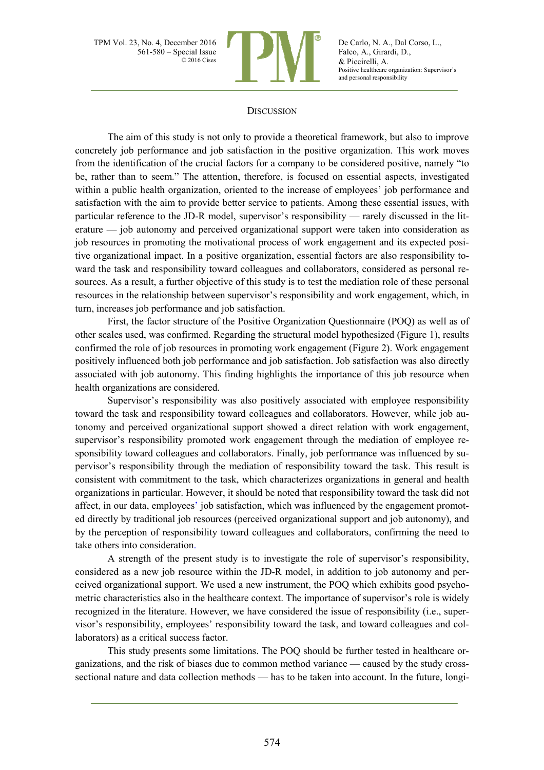## DISCUSSION

The aim of this study is not only to provide a theoretical framework, but also to improve concretely job performance and job satisfaction in the positive organization. This work moves from the identification of the crucial factors for a company to be considered positive, namely "to be, rather than to seem." The attention, therefore, is focused on essential aspects, investigated within a public health organization, oriented to the increase of employees' job performance and satisfaction with the aim to provide better service to patients. Among these essential issues, with particular reference to the JD-R model, supervisor's responsibility — rarely discussed in the literature — job autonomy and perceived organizational support were taken into consideration as job resources in promoting the motivational process of work engagement and its expected positive organizational impact. In a positive organization, essential factors are also responsibility toward the task and responsibility toward colleagues and collaborators, considered as personal resources. As a result, a further objective of this study is to test the mediation role of these personal resources in the relationship between supervisor's responsibility and work engagement, which, in turn, increases job performance and job satisfaction.

First, the factor structure of the Positive Organization Questionnaire (POQ) as well as of other scales used, was confirmed. Regarding the structural model hypothesized (Figure 1), results confirmed the role of job resources in promoting work engagement (Figure 2). Work engagement positively influenced both job performance and job satisfaction. Job satisfaction was also directly associated with job autonomy. This finding highlights the importance of this job resource when health organizations are considered.

Supervisor's responsibility was also positively associated with employee responsibility toward the task and responsibility toward colleagues and collaborators. However, while job autonomy and perceived organizational support showed a direct relation with work engagement, supervisor's responsibility promoted work engagement through the mediation of employee responsibility toward colleagues and collaborators. Finally, job performance was influenced by supervisor's responsibility through the mediation of responsibility toward the task. This result is consistent with commitment to the task, which characterizes organizations in general and health organizations in particular. However, it should be noted that responsibility toward the task did not affect, in our data, employees' job satisfaction, which was influenced by the engagement promoted directly by traditional job resources (perceived organizational support and job autonomy), and by the perception of responsibility toward colleagues and collaborators, confirming the need to take others into consideration.

A strength of the present study is to investigate the role of supervisor's responsibility, considered as a new job resource within the JD-R model, in addition to job autonomy and perceived organizational support. We used a new instrument, the POQ which exhibits good psychometric characteristics also in the healthcare context. The importance of supervisor's role is widely recognized in the literature. However, we have considered the issue of responsibility (i.e., supervisor's responsibility, employees' responsibility toward the task, and toward colleagues and collaborators) as a critical success factor.

This study presents some limitations. The POQ should be further tested in healthcare organizations, and the risk of biases due to common method variance — caused by the study cross-sectional nature and data collection methods — has to be taken into account. In the future, longi-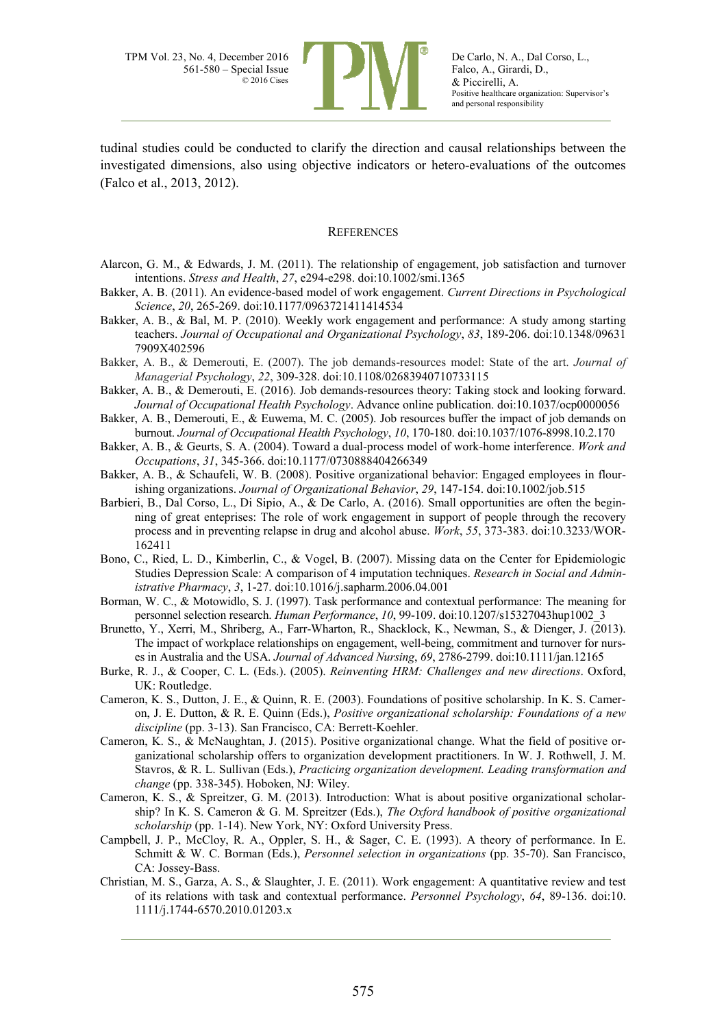tudinal studies could be conducted to clarify the direction and causal relationships between the investigated dimensions, also using objective indicators or hetero-evaluations of the outcomes (Falco et al., 2013, 2012).

## REFERENCES

Alarcon, G. M., & Edwards, J. M. (2011). The relationship of engagement, job satisfaction and turnover intentions. *Stress and Health*, *27*, e294-e298. doi:10.1002/smi.1365

Bakker, A. B. (2011). An evidence-based model of work engagement. *Current Directions in Psychological Science*, *20*, 265-269. doi:10.1177/0963721411414534

Bakker, A. B., & Bal, M. P. (2010). Weekly work engagement and performance: A study among starting teachers. *Journal of Occupational and Organizational Psychology*, *83*, 189-206. doi:10.1348/09631 7909X402596

Bakker, A. B., & Demerouti, E. (2007). The job demands-resources model: State of the art. *Journal of Managerial Psychology*, *22*, 309-328. doi:10.1108/02683940710733115

Bakker, A. B., & Demerouti, E. (2016). Job demands-resources theory: Taking stock and looking forward. *Journal of Occupational Health Psychology*. Advance online publication. doi:10.1037/ocp0000056

Bakker, A. B., Demerouti, E., & Euwema, M. C. (2005). Job resources buffer the impact of job demands on burnout. *Journal of Occupational Health Psychology*, *10*, 170-180. doi:10.1037/1076-8998.10.2.170

Bakker, A. B., & Geurts, S. A. (2004). Toward a dual-process model of work-home interference. *Work and Occupations*, *31*, 345-366. doi:10.1177/0730888404266349

Bakker, A. B., & Schaufeli, W. B. (2008). Positive organizational behavior: Engaged employees in flourishing organizations. *Journal of Organizational Behavior*, *29*, 147-154. doi:10.1002/job.515

Barbieri, B., Dal Corso, L., Di Sipio, A., & De Carlo, A. (2016). Small opportunities are often the beginning of great enteprises: The role of work engagement in support of people through the recovery process and in preventing relapse in drug and alcohol abuse. *Work*, *55*, 373-383. doi:10.3233/WOR-162411

Bono, C., Ried, L. D., Kimberlin, C., & Vogel, B. (2007). Missing data on the Center for Epidemiologic Studies Depression Scale: A comparison of 4 imputation techniques. *Research in Social and Administrative Pharmacy*, *3*, 1-27. doi:10.1016/j.sapharm.2006.04.001

Borman, W. C., & Motowidlo, S. J. (1997). Task performance and contextual performance: The meaning for personnel selection research. *Human Performance*, *10*, 99-109. doi:10.1207/s15327043hup1002_3

Brunetto, Y., Xerri, M., Shriberg, A., Farr-Wharton, R., Shacklock, K., Newman, S., & Dienger, J. (2013). The impact of workplace relationships on engagement, well-being, commitment and turnover for nurses in Australia and the USA. *Journal of Advanced Nursing*, *69*, 2786-2799. doi:10.1111/jan.12165

Burke, R. J., & Cooper, C. L. (Eds.). (2005). *Reinventing HRM: Challenges and new directions*. Oxford, UK: Routledge.

Cameron, K. S., Dutton, J. E., & Quinn, R. E. (2003). Foundations of positive scholarship. In K. S. Cameron, J. E. Dutton, & R. E. Quinn (Eds.), *Positive organizational scholarship: Foundations of a new discipline* (pp. 3-13). San Francisco, CA: Berrett-Koehler.

Cameron, K. S., & McNaughtan, J. (2015). Positive organizational change. What the field of positive organizational scholarship offers to organization development practitioners. In W. J. Rothwell, J. M. Stavros, & R. L. Sullivan (Eds.), *Practicing organization development. Leading transformation and change* (pp. 338-345). Hoboken, NJ: Wiley.

Cameron, K. S., & Spreitzer, G. M. (2013). Introduction: What is about positive organizational scholarship? In K. S. Cameron & G. M. Spreitzer (Eds.), *The Oxford handbook of positive organizational scholarship* (pp. 1-14). New York, NY: Oxford University Press.

Campbell, J. P., McCloy, R. A., Oppler, S. H., & Sager, C. E. (1993). A theory of performance. In E. Schmitt & W. C. Borman (Eds.), *Personnel selection in organizations* (pp. 35-70). San Francisco, CA: Jossey-Bass.

Christian, M. S., Garza, A. S., & Slaughter, J. E. (2011). Work engagement: A quantitative review and test of its relations with task and contextual performance. *Personnel Psychology*, *64*, 89-136. doi:10. 1111/j.1744-6570.2010.01203.x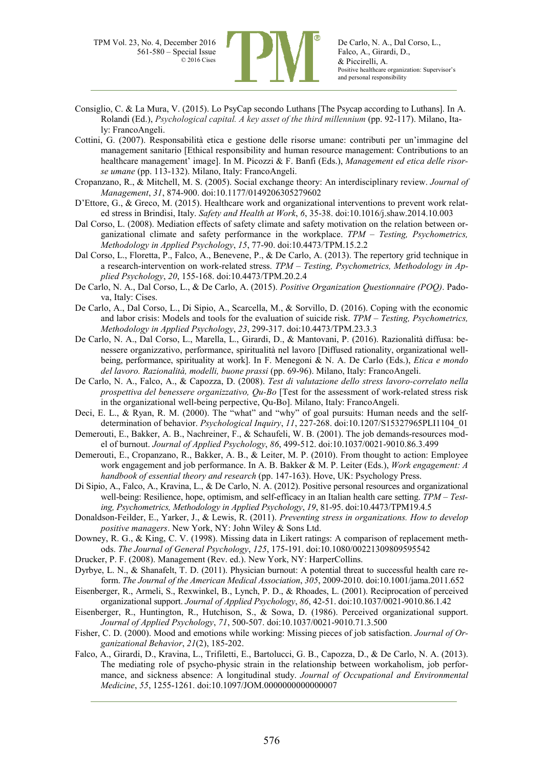Consiglio, C. & La Mura, V. (2015). Lo PsyCap secondo Luthans [The Psycap according to Luthans]. In A. Rolandi (Ed.), *Psychological capital. A key asset of the third millennium* (pp. 92-117). Milano, Italy: FrancoAngeli.

Cottini, G. (2007). Responsabilità etica e gestione delle risorse umane: contributi per un'immagine del management sanitario [Ethical responsibility and human resource management: Contributions to an healthcare management' image]. In M. Picozzi & F. Banfi (Eds.), *Management ed etica delle risorse umane* (pp. 113-132). Milano, Italy: FrancoAngeli.

Cropanzano, R., & Mitchell, M. S. (2005). Social exchange theory: An interdisciplinary review. *Journal of Management*, *31*, 874-900. doi:10.1177/0149206305279602

D'Ettore, G., & Greco, M. (2015). Healthcare work and organizational interventions to prevent work related stress in Brindisi, Italy. *Safety and Health at Work*, *6*, 35-38. doi:10.1016/j.shaw.2014.10.003

Dal Corso, L. (2008). Mediation effects of safety climate and safety motivation on the relation between organizational climate and safety performance in the workplace. *TPM – Testing, Psychometrics, Methodology in Applied Psychology*, *15*, 77-90. doi:10.4473/TPM.15.2.2

Dal Corso, L., Floretta, P., Falco, A., Benevene, P., & De Carlo, A. (2013). The repertory grid technique in a research-intervention on work-related stress. *TPM – Testing, Psychometrics, Methodology in Applied Psychology*, *20*, 155-168. doi:10.4473/TPM.20.2.4

De Carlo, N. A., Dal Corso, L., & De Carlo, A. (2015). *Positive Organization Questionnaire (POQ)*. Padova, Italy: Cises.

De Carlo, A., Dal Corso, L., Di Sipio, A., Scarcella, M., & Sorvillo, D. (2016). Coping with the economic and labor crisis: Models and tools for the evaluation of suicide risk. *TPM – Testing, Psychometrics, Methodology in Applied Psychology*, *23*, 299-317. doi:10.4473/TPM.23.3.3

De Carlo, N. A., Dal Corso, L., Marella, L., Girardi, D., & Mantovani, P. (2016). Razionalità diffusa: benessere organizzativo, performance, spiritualità nel lavoro [Diffused rationality, organizational well-being, performance, spirituality at work]. In F. Menegoni & N. A. De Carlo (Eds.), *Etica e mondo del lavoro. Razionalità, modelli, buone prassi* (pp. 69-96). Milano, Italy: FrancoAngeli.

De Carlo, N. A., Falco, A., & Capozza, D. (2008). *Test di valutazione dello stress lavoro-correlato nella prospettiva del benessere organizzativo, Qu-Bo* [Test for the assessment of work-related stress risk in the organizational well-being perpective, Qu-Bo]. Milano, Italy: FrancoAngeli.

Deci, E. L., & Ryan, R. M. (2000). The "what" and "why" of goal pursuits: Human needs and the self-determination of behavior. *Psychological Inquiry*, *11*, 227-268. doi:10.1207/S15327965PLI1104_01

Demerouti, E., Bakker, A. B., Nachreiner, F., & Schaufeli, W. B. (2001). The job demands-resources model of burnout. *Journal of Applied Psychology*, *86*, 499-512. doi:10.1037/0021-9010.86.3.499

Demerouti, E., Cropanzano, R., Bakker, A. B., & Leiter, M. P. (2010). From thought to action: Employee work engagement and job performance. In A. B. Bakker & M. P. Leiter (Eds.), *Work engagement: A handbook of essential theory and research* (pp. 147-163). Hove, UK: Psychology Press.

Di Sipio, A., Falco, A., Kravina, L., & De Carlo, N. A. (2012). Positive personal resources and organizational well-being: Resilience, hope, optimism, and self-efficacy in an Italian health care setting. *TPM – Testing, Psychometrics, Methodology in Applied Psychology*, *19*, 81-95. doi:10.4473/TPM19.4.5

Donaldson-Feilder, E., Yarker, J., & Lewis, R. (2011). *Preventing stress in organizations. How to develop positive managers*. New York, NY: John Wiley & Sons Ltd.

Downey, R. G., & King, C. V. (1998). Missing data in Likert ratings: A comparison of replacement methods. *The Journal of General Psychology*, *125*, 175-191. doi:10.1080/00221309809595542

Drucker, P. F. (2008). Management (Rev. ed.). New York, NY: HarperCollins.

Dyrbye, L. N., & Shanafelt, T. D. (2011). Physician burnout: A potential threat to successful health care reform. *The Journal of the American Medical Association*, *305*, 2009-2010. doi:10.1001/jama.2011.652

Eisenberger, R., Armeli, S., Rexwinkel, B., Lynch, P. D., & Rhoades, L. (2001). Reciprocation of perceived organizational support. *Journal of Applied Psychology*, *86*, 42-51. doi:10.1037/0021-9010.86.1.42

Eisenberger, R., Huntington, R., Hutchison, S., & Sowa, D. (1986). Perceived organizational support. *Journal of Applied Psychology*, *71*, 500-507. doi:10.1037/0021-9010.71.3.500

Fisher, C. D. (2000). Mood and emotions while working: Missing pieces of job satisfaction. *Journal of Organizational Behavior*, *21*(2), 185-202.

Falco, A., Girardi, D., Kravina, L., Trifiletti, E., Bartolucci, G. B., Capozza, D., & De Carlo, N. A. (2013). The mediating role of psycho-physic strain in the relationship between workaholism, job performance, and sickness absence: A longitudinal study. *Journal of Occupational and Environmental Medicine*, *55*, 1255-1261. doi:10.1097/JOM.0000000000000007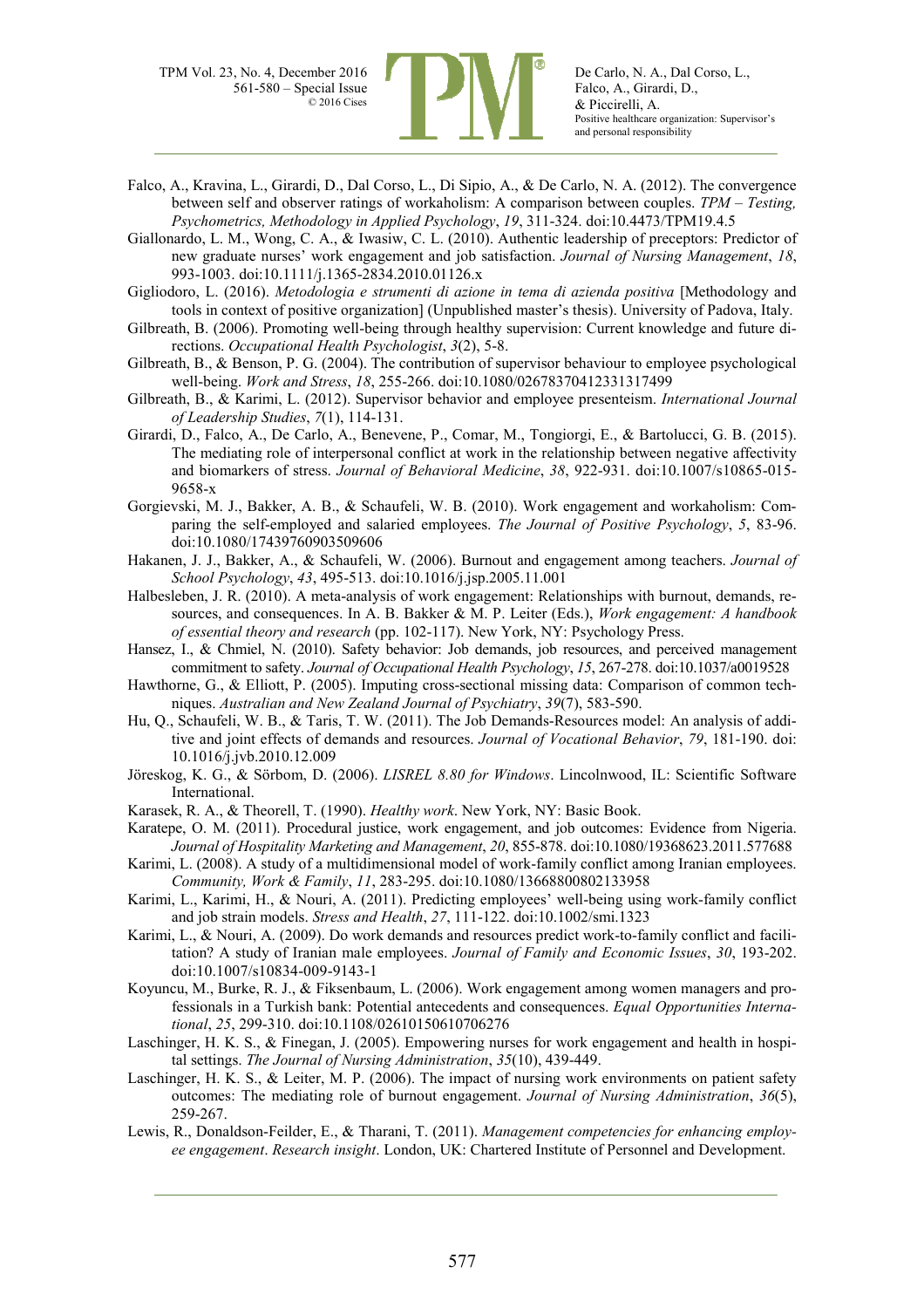Falco, A., Kravina, L., Girardi, D., Dal Corso, L., Di Sipio, A., & De Carlo, N. A. (2012). The convergence between self and observer ratings of workaholism: A comparison between couples. *TPM – Testing, Psychometrics, Methodology in Applied Psychology*, *19*, 311-324. doi:10.4473/TPM19.4.5

Giallonardo, L. M., Wong, C. A., & Iwasiw, C. L. (2010). Authentic leadership of preceptors: Predictor of new graduate nurses' work engagement and job satisfaction. *Journal of Nursing Management*, *18*, 993-1003. doi:10.1111/j.1365-2834.2010.01126.x

Gigliodoro, L. (2016). *Metodologia e strumenti di azione in tema di azienda positiva* [Methodology and tools in context of positive organization] (Unpublished master's thesis). University of Padova, Italy.

Gilbreath, B. (2006). Promoting well-being through healthy supervision: Current knowledge and future directions. *Occupational Health Psychologist*, *3*(2), 5-8.

Gilbreath, B., & Benson, P. G. (2004). The contribution of supervisor behaviour to employee psychological well-being. *Work and Stress*, *18*, 255-266. doi:10.1080/02678370412331317499

Gilbreath, B., & Karimi, L. (2012). Supervisor behavior and employee presenteeism. *International Journal of Leadership Studies*, *7*(1), 114-131.

Girardi, D., Falco, A., De Carlo, A., Benevene, P., Comar, M., Tongiorgi, E., & Bartolucci, G. B. (2015). The mediating role of interpersonal conflict at work in the relationship between negative affectivity and biomarkers of stress. *Journal of Behavioral Medicine*, *38*, 922-931. doi:10.1007/s10865-015-9658-x

Gorgievski, M. J., Bakker, A. B., & Schaufeli, W. B. (2010). Work engagement and workaholism: Comparing the self-employed and salaried employees. *The Journal of Positive Psychology*, *5*, 83-96. doi:10.1080/17439760903509606

Hakanen, J. J., Bakker, A., & Schaufeli, W. (2006). Burnout and engagement among teachers. *Journal of School Psychology*, *43*, 495-513. doi:10.1016/j.jsp.2005.11.001

Halbesleben, J. R. (2010). A meta-analysis of work engagement: Relationships with burnout, demands, resources, and consequences. In A. B. Bakker & M. P. Leiter (Eds.), *Work engagement: A handbook of essential theory and research* (pp. 102-117). New York, NY: Psychology Press.

Hansez, I., & Chmiel, N. (2010). Safety behavior: Job demands, job resources, and perceived management commitment to safety. *Journal of Occupational Health Psychology*, *15*, 267-278. doi:10.1037/a0019528

Hawthorne, G., & Elliott, P. (2005). Imputing cross-sectional missing data: Comparison of common techniques. *Australian and New Zealand Journal of Psychiatry*, *39*(7), 583-590.

Hu, Q., Schaufeli, W. B., & Taris, T. W. (2011). The Job Demands-Resources model: An analysis of additive and joint effects of demands and resources. *Journal of Vocational Behavior*, *79*, 181-190. doi: 10.1016/j.jvb.2010.12.009

Jöreskog, K. G., & Sörbom, D. (2006). *LISREL 8.80 for Windows*. Lincolnwood, IL: Scientific Software International.

Karasek, R. A., & Theorell, T. (1990). *Healthy work*. New York, NY: Basic Book.

Karatepe, O. M. (2011). Procedural justice, work engagement, and job outcomes: Evidence from Nigeria. *Journal of Hospitality Marketing and Management*, *20*, 855-878. doi:10.1080/19368623.2011.577688

Karimi, L. (2008). A study of a multidimensional model of work-family conflict among Iranian employees. *Community, Work & Family*, *11*, 283-295. doi:10.1080/13668800802133958

Karimi, L., Karimi, H., & Nouri, A. (2011). Predicting employees' well-being using work-family conflict and job strain models. *Stress and Health*, *27*, 111-122. doi:10.1002/smi.1323

Karimi, L., & Nouri, A. (2009). Do work demands and resources predict work-to-family conflict and facilitation? A study of Iranian male employees. *Journal of Family and Economic Issues*, *30*, 193-202. doi:10.1007/s10834-009-9143-1

Koyuncu, M., Burke, R. J., & Fiksenbaum, L. (2006). Work engagement among women managers and professionals in a Turkish bank: Potential antecedents and consequences. *Equal Opportunities International*, *25*, 299-310. doi:10.1108/02610150610706276

Laschinger, H. K. S., & Finegan, J. (2005). Empowering nurses for work engagement and health in hospital settings. *The Journal of Nursing Administration*, *35*(10), 439-449.

Laschinger, H. K. S., & Leiter, M. P. (2006). The impact of nursing work environments on patient safety outcomes: The mediating role of burnout engagement. *Journal of Nursing Administration*, *36*(5), 259-267.

Lewis, R., Donaldson-Feilder, E., & Tharani, T. (2011). *Management competencies for enhancing employee engagement*. *Research insight*. London, UK: Chartered Institute of Personnel and Development.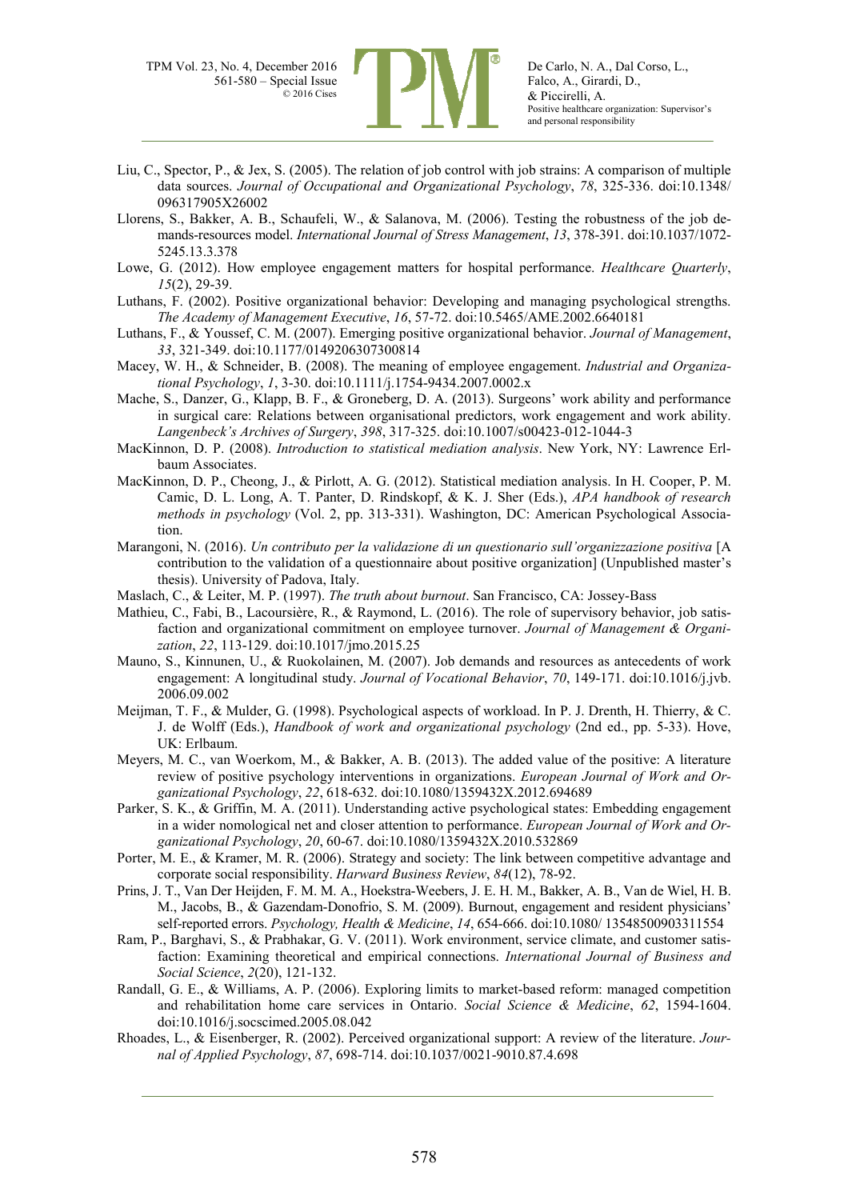Liu, C., Spector, P., & Jex, S. (2005). The relation of job control with job strains: A comparison of multiple data sources. *Journal of Occupational and Organizational Psychology*, *78*, 325-336. doi:10.1348/096317905X26002

Llorens, S., Bakker, A. B., Schaufeli, W., & Salanova, M. (2006). Testing the robustness of the job demands-resources model. *International Journal of Stress Management*, *13*, 378-391. doi:10.1037/1072-5245.13.3.378

Lowe, G. (2012). How employee engagement matters for hospital performance. *Healthcare Quarterly*, *15*(2), 29-39.

Luthans, F. (2002). Positive organizational behavior: Developing and managing psychological strengths. *The Academy of Management Executive*, *16*, 57-72. doi:10.5465/AME.2002.6640181

Luthans, F., & Youssef, C. M. (2007). Emerging positive organizational behavior. *Journal of Management*, *33*, 321-349. doi:10.1177/0149206307300814

Macey, W. H., & Schneider, B. (2008). The meaning of employee engagement. *Industrial and Organizational Psychology*, *1*, 3-30. doi:10.1111/j.1754-9434.2007.0002.x

Mache, S., Danzer, G., Klapp, B. F., & Groneberg, D. A. (2013). Surgeons' work ability and performance in surgical care: Relations between organisational predictors, work engagement and work ability. *Langenbeck's Archives of Surgery*, *398*, 317-325. doi:10.1007/s00423-012-1044-3

MacKinnon, D. P. (2008). *Introduction to statistical mediation analysis*. New York, NY: Lawrence Erlbaum Associates.

MacKinnon, D. P., Cheong, J., & Pirlott, A. G. (2012). Statistical mediation analysis. In H. Cooper, P. M. Camic, D. L. Long, A. T. Panter, D. Rindskopf, & K. J. Sher (Eds.), *APA handbook of research methods in psychology* (Vol. 2, pp. 313-331). Washington, DC: American Psychological Association.

Marangoni, N. (2016). *Un contributo per la validazione di un questionario sull'organizzazione positiva* [A contribution to the validation of a questionnaire about positive organization] (Unpublished master's thesis). University of Padova, Italy.

Maslach, C., & Leiter, M. P. (1997). *The truth about burnout*. San Francisco, CA: Jossey-Bass

Mathieu, C., Fabi, B., Lacoursière, R., & Raymond, L. (2016). The role of supervisory behavior, job satisfaction and organizational commitment on employee turnover. *Journal of Management & Organization*, *22*, 113-129. doi:10.1017/jmo.2015.25

Mauno, S., Kinnunen, U., & Ruokolainen, M. (2007). Job demands and resources as antecedents of work engagement: A longitudinal study. *Journal of Vocational Behavior*, *70*, 149-171. doi:10.1016/j.jvb.2006.09.002

Meijman, T. F., & Mulder, G. (1998). Psychological aspects of workload. In P. J. Drenth, H. Thierry, & C. J. de Wolff (Eds.), *Handbook of work and organizational psychology* (2nd ed., pp. 5-33). Hove, UK: Erlbaum.

Meyers, M. C., van Woerkom, M., & Bakker, A. B. (2013). The added value of the positive: A literature review of positive psychology interventions in organizations. *European Journal of Work and Organizational Psychology*, *22*, 618-632. doi:10.1080/1359432X.2012.694689

Parker, S. K., & Griffin, M. A. (2011). Understanding active psychological states: Embedding engagement in a wider nomological net and closer attention to performance. *European Journal of Work and Organizational Psychology*, *20*, 60-67. doi:10.1080/1359432X.2010.532869

Porter, M. E., & Kramer, M. R. (2006). Strategy and society: The link between competitive advantage and corporate social responsibility. *Harward Business Review*, *84*(12), 78-92.

Prins, J. T., Van Der Heijden, F. M. M. A., Hoekstra-Weebers, J. E. H. M., Bakker, A. B., Van de Wiel, H. B. M., Jacobs, B., & Gazendam-Donofrio, S. M. (2009). Burnout, engagement and resident physicians' self-reported errors. *Psychology, Health & Medicine*, *14*, 654-666. doi:10.1080/ 13548500903311554

Ram, P., Barghavi, S., & Prabhakar, G. V. (2011). Work environment, service climate, and customer satisfaction: Examining theoretical and empirical connections. *International Journal of Business and Social Science*, *2*(20), 121-132.

Randall, G. E., & Williams, A. P. (2006). Exploring limits to market-based reform: managed competition and rehabilitation home care services in Ontario. *Social Science & Medicine*, *62*, 1594-1604. doi:10.1016/j.socscimed.2005.08.042

Rhoades, L., & Eisenberger, R. (2002). Perceived organizational support: A review of the literature. *Journal of Applied Psychology*, *87*, 698-714. doi:10.1037/0021-9010.87.4.698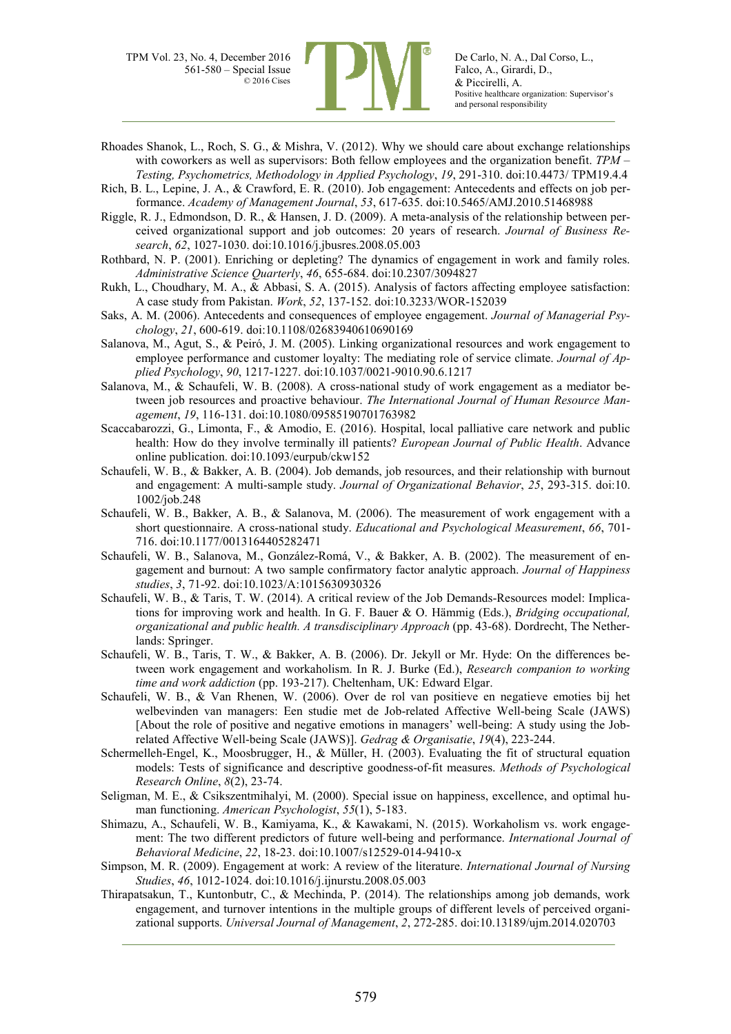- Rhoades Shanok, L., Roch, S. G., & Mishra, V. (2012). Why we should care about exchange relationships with coworkers as well as supervisors: Both fellow employees and the organization benefit. *TPM – Testing, Psychometrics, Methodology in Applied Psychology*, *19*, 291-310. doi:10.4473/ TPM19.4.4
- Rich, B. L., Lepine, J. A., & Crawford, E. R. (2010). Job engagement: Antecedents and effects on job performance. *Academy of Management Journal*, *53*, 617-635. doi:10.5465/AMJ.2010.51468988
- Riggle, R. J., Edmondson, D. R., & Hansen, J. D. (2009). A meta-analysis of the relationship between perceived organizational support and job outcomes: 20 years of research. *Journal of Business Research*, *62*, 1027-1030. doi:10.1016/j.jbusres.2008.05.003
- Rothbard, N. P. (2001). Enriching or depleting? The dynamics of engagement in work and family roles. *Administrative Science Quarterly*, *46*, 655-684. doi:10.2307/3094827
- Rukh, L., Choudhary, M. A., & Abbasi, S. A. (2015). Analysis of factors affecting employee satisfaction: A case study from Pakistan. *Work*, *52*, 137-152. doi:10.3233/WOR-152039
- Saks, A. M. (2006). Antecedents and consequences of employee engagement. *Journal of Managerial Psychology*, *21*, 600-619. doi:10.1108/02683940610690169
- Salanova, M., Agut, S., & Peiró, J. M. (2005). Linking organizational resources and work engagement to employee performance and customer loyalty: The mediating role of service climate. *Journal of Applied Psychology*, *90*, 1217-1227. doi:10.1037/0021-9010.90.6.1217
- Salanova, M., & Schaufeli, W. B. (2008). A cross-national study of work engagement as a mediator between job resources and proactive behaviour. *The International Journal of Human Resource Management*, *19*, 116-131. doi:10.1080/09585190701763982
- Scaccabarozzi, G., Limonta, F., & Amodio, E. (2016). Hospital, local palliative care network and public health: How do they involve terminally ill patients? *European Journal of Public Health*. Advance online publication. doi:10.1093/eurpub/ckw152
- Schaufeli, W. B., & Bakker, A. B. (2004). Job demands, job resources, and their relationship with burnout and engagement: A multi-sample study. *Journal of Organizational Behavior*, *25*, 293-315. doi:10.1002/job.248
- Schaufeli, W. B., Bakker, A. B., & Salanova, M. (2006). The measurement of work engagement with a short questionnaire. A cross-national study. *Educational and Psychological Measurement*, *66*, 701-716. doi:10.1177/0013164405282471
- Schaufeli, W. B., Salanova, M., González-Romá, V., & Bakker, A. B. (2002). The measurement of engagement and burnout: A two sample confirmatory factor analytic approach. *Journal of Happiness studies*, *3*, 71-92. doi:10.1023/A:1015630930326
- Schaufeli, W. B., & Taris, T. W. (2014). A critical review of the Job Demands-Resources model: Implications for improving work and health. In G. F. Bauer & O. Hämmig (Eds.), *Bridging occupational, organizational and public health. A transdisciplinary Approach* (pp. 43-68). Dordrecht, The Netherlands: Springer.
- Schaufeli, W. B., Taris, T. W., & Bakker, A. B. (2006). Dr. Jekyll or Mr. Hyde: On the differences between work engagement and workaholism. In R. J. Burke (Ed.), *Research companion to working time and work addiction* (pp. 193-217). Cheltenham, UK: Edward Elgar.
- Schaufeli, W. B., & Van Rhenen, W. (2006). Over de rol van positieve en negatieve emoties bij het welbevinden van managers: Een studie met de Job-related Affective Well-being Scale (JAWS) [About the role of positive and negative emotions in managers' well-being: A study using the Job-related Affective Well-being Scale (JAWS)]. *Gedrag & Organisatie*, *19*(4), 223-244.
- Schermelleh-Engel, K., Moosbrugger, H., & Müller, H. (2003). Evaluating the fit of structural equation models: Tests of significance and descriptive goodness-of-fit measures. *Methods of Psychological Research Online*, *8*(2), 23-74.
- Seligman, M. E., & Csikszentmihalyi, M. (2000). Special issue on happiness, excellence, and optimal human functioning. *American Psychologist*, *55*(1), 5-183.
- Shimazu, A., Schaufeli, W. B., Kamiyama, K., & Kawakami, N. (2015). Workaholism vs. work engagement: The two different predictors of future well-being and performance. *International Journal of Behavioral Medicine*, *22*, 18-23. doi:10.1007/s12529-014-9410-x
- Simpson, M. R. (2009). Engagement at work: A review of the literature. *International Journal of Nursing Studies*, *46*, 1012-1024. doi:10.1016/j.ijnurstu.2008.05.003
- Thirapatsakun, T., Kuntonbutr, C., & Mechinda, P. (2014). The relationships among job demands, work engagement, and turnover intentions in the multiple groups of different levels of perceived organizational supports. *Universal Journal of Management*, *2*, 272-285. doi:10.13189/ujm.2014.020703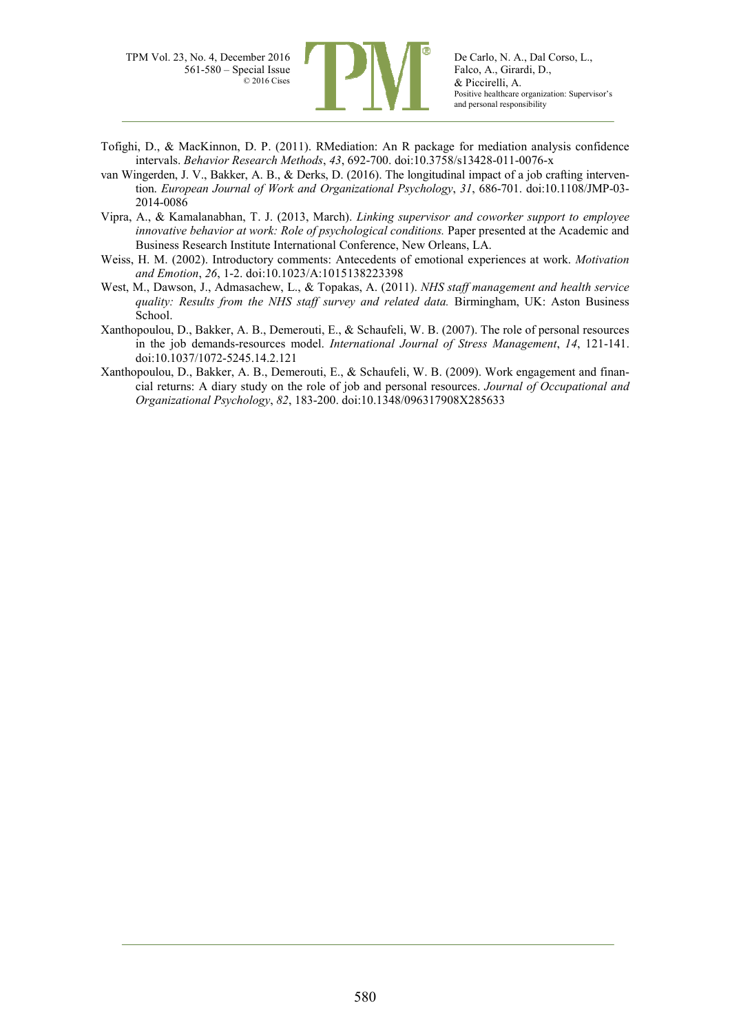Tofighi, D., & MacKinnon, D. P. (2011). RMediation: An R package for mediation analysis confidence intervals. *Behavior Research Methods*, *43*, 692-700. doi:10.3758/s13428-011-0076-x

van Wingerden, J. V., Bakker, A. B., & Derks, D. (2016). The longitudinal impact of a job crafting intervention. *European Journal of Work and Organizational Psychology*, *31*, 686-701. doi:10.1108/JMP-03-2014-0086

Vipra, A., & Kamalanabhan, T. J. (2013, March). *Linking supervisor and coworker support to employee innovative behavior at work: Role of psychological conditions.* Paper presented at the Academic and Business Research Institute International Conference, New Orleans, LA.

Weiss, H. M. (2002). Introductory comments: Antecedents of emotional experiences at work. *Motivation and Emotion*, *26*, 1-2. doi:10.1023/A:1015138223398

West, M., Dawson, J., Admasachew, L., & Topakas, A. (2011). *NHS staff management and health service quality: Results from the NHS staff survey and related data.* Birmingham, UK: Aston Business School.

Xanthopoulou, D., Bakker, A. B., Demerouti, E., & Schaufeli, W. B. (2007). The role of personal resources in the job demands-resources model. *International Journal of Stress Management*, *14*, 121-141. doi:10.1037/1072-5245.14.2.121

Xanthopoulou, D., Bakker, A. B., Demerouti, E., & Schaufeli, W. B. (2009). Work engagement and financial returns: A diary study on the role of job and personal resources. *Journal of Occupational and Organizational Psychology*, *82*, 183-200. doi:10.1348/096317908X285633